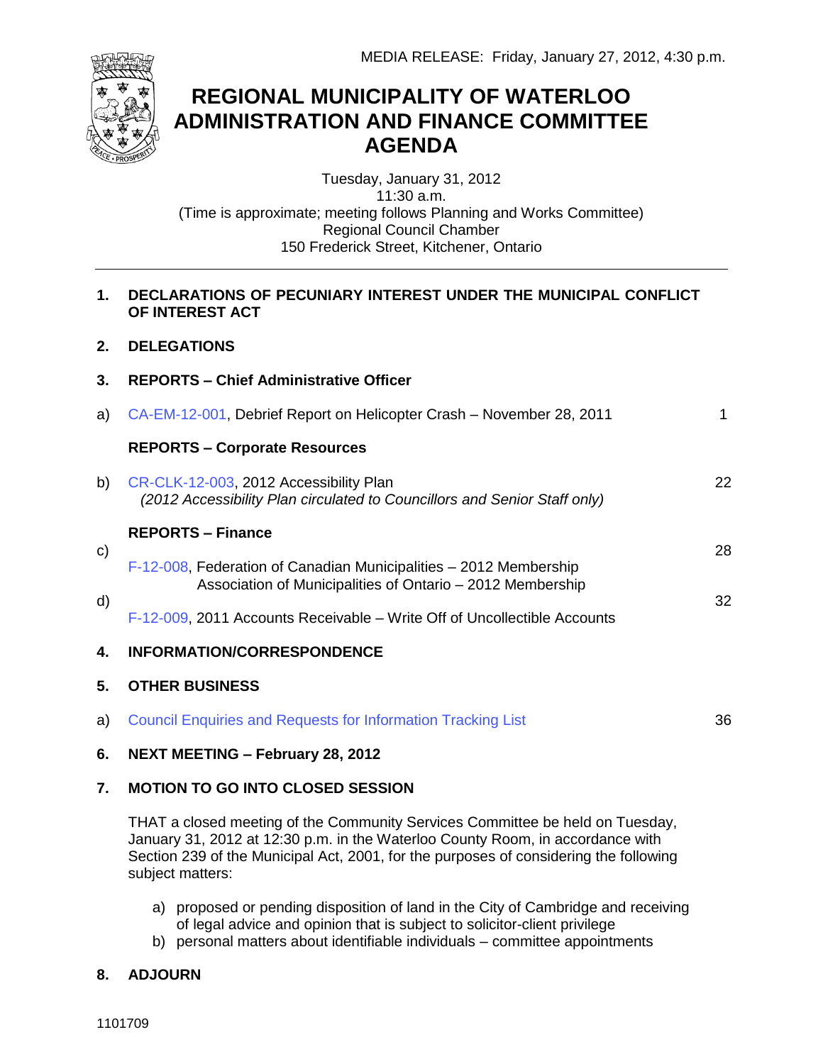MEDIA RELEASE: Friday, January 27, 2012, 4:30 p.m.

# REGIONAL MUNICIPALITY OF WATERLOO
# ADMINISTRATION AND FINANCE COMMITTEE
# AGENDA

Tuesday, January 31, 2012
11:30 a.m.
(Time is approximate; meeting follows Planning and Works Committee)
Regional Council Chamber
150 Frederick Street, Kitchener, Ontario

---

**1. DECLARATIONS OF PECUNIARY INTEREST UNDER THE MUNICIPAL CONFLICT OF INTEREST ACT**

**2. DELEGATIONS**

**3. REPORTS – Chief Administrative Officer**

a) CA-EM-12-001, Debrief Report on Helicopter Crash – November 28, 2011 — 1

**REPORTS – Corporate Resources**

b) CR-CLK-12-003, 2012 Accessibility Plan — 22
*(2012 Accessibility Plan circulated to Councillors and Senior Staff only)*

**REPORTS – Finance**

c) F-12-008, Federation of Canadian Municipalities – 2012 Membership
Association of Municipalities of Ontario – 2012 Membership — 28

d) F-12-009, 2011 Accounts Receivable – Write Off of Uncollectible Accounts — 32

**4. INFORMATION/CORRESPONDENCE**

**5. OTHER BUSINESS**

a) Council Enquiries and Requests for Information Tracking List — 36

**6. NEXT MEETING – February 28, 2012**

**7. MOTION TO GO INTO CLOSED SESSION**

THAT a closed meeting of the Community Services Committee be held on Tuesday, January 31, 2012 at 12:30 p.m. in the Waterloo County Room, in accordance with Section 239 of the Municipal Act, 2001, for the purposes of considering the following subject matters:

a) proposed or pending disposition of land in the City of Cambridge and receiving of legal advice and opinion that is subject to solicitor-client privilege
b) personal matters about identifiable individuals – committee appointments

**8. ADJOURN**

1101709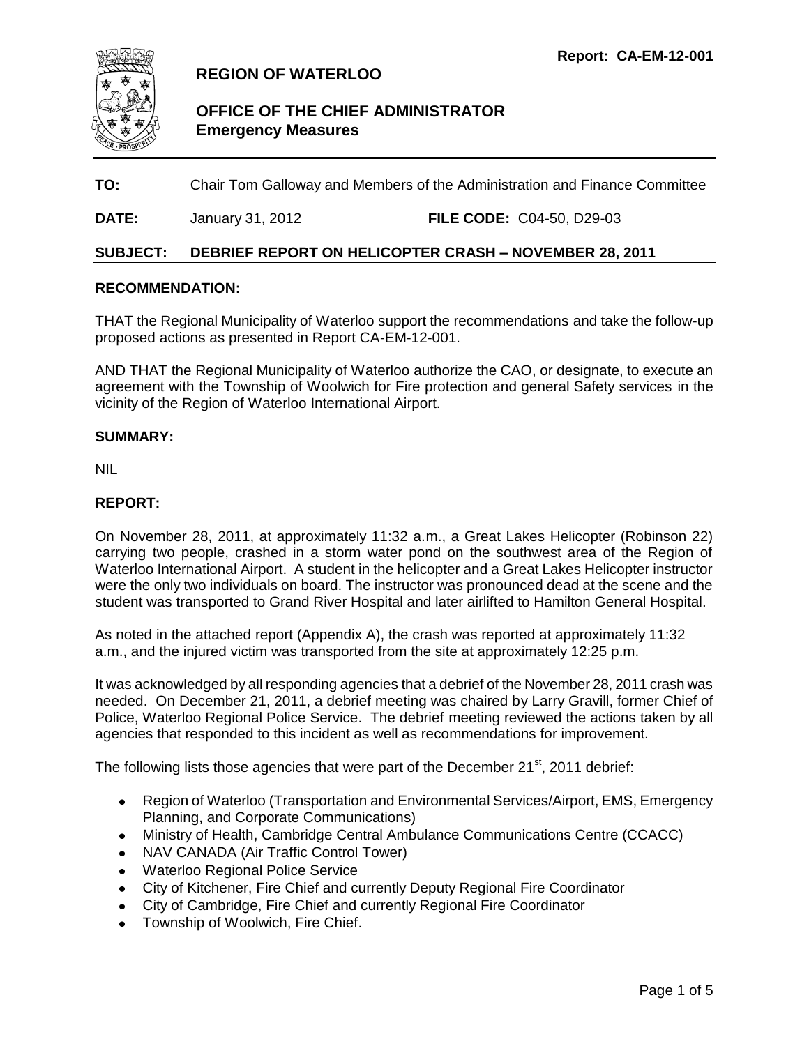Report: CA-EM-12-001

# REGION OF WATERLOO

## OFFICE OF THE CHIEF ADMINISTRATOR
**Emergency Measures**

**TO:** Chair Tom Galloway and Members of the Administration and Finance Committee

**DATE:** January 31, 2012 **FILE CODE:** C04-50, D29-03

**SUBJECT: DEBRIEF REPORT ON HELICOPTER CRASH – NOVEMBER 28, 2011**

### RECOMMENDATION:

THAT the Regional Municipality of Waterloo support the recommendations and take the follow-up proposed actions as presented in Report CA-EM-12-001.

AND THAT the Regional Municipality of Waterloo authorize the CAO, or designate, to execute an agreement with the Township of Woolwich for Fire protection and general Safety services in the vicinity of the Region of Waterloo International Airport.

### SUMMARY:

NIL

### REPORT:

On November 28, 2011, at approximately 11:32 a.m., a Great Lakes Helicopter (Robinson 22) carrying two people, crashed in a storm water pond on the southwest area of the Region of Waterloo International Airport. A student in the helicopter and a Great Lakes Helicopter instructor were the only two individuals on board. The instructor was pronounced dead at the scene and the student was transported to Grand River Hospital and later airlifted to Hamilton General Hospital.

As noted in the attached report (Appendix A), the crash was reported at approximately 11:32 a.m., and the injured victim was transported from the site at approximately 12:25 p.m.

It was acknowledged by all responding agencies that a debrief of the November 28, 2011 crash was needed. On December 21, 2011, a debrief meeting was chaired by Larry Gravill, former Chief of Police, Waterloo Regional Police Service. The debrief meeting reviewed the actions taken by all agencies that responded to this incident as well as recommendations for improvement.

The following lists those agencies that were part of the December 21st, 2011 debrief:

- Region of Waterloo (Transportation and Environmental Services/Airport, EMS, Emergency Planning, and Corporate Communications)
- Ministry of Health, Cambridge Central Ambulance Communications Centre (CCACC)
- NAV CANADA (Air Traffic Control Tower)
- Waterloo Regional Police Service
- City of Kitchener, Fire Chief and currently Deputy Regional Fire Coordinator
- City of Cambridge, Fire Chief and currently Regional Fire Coordinator
- Township of Woolwich, Fire Chief.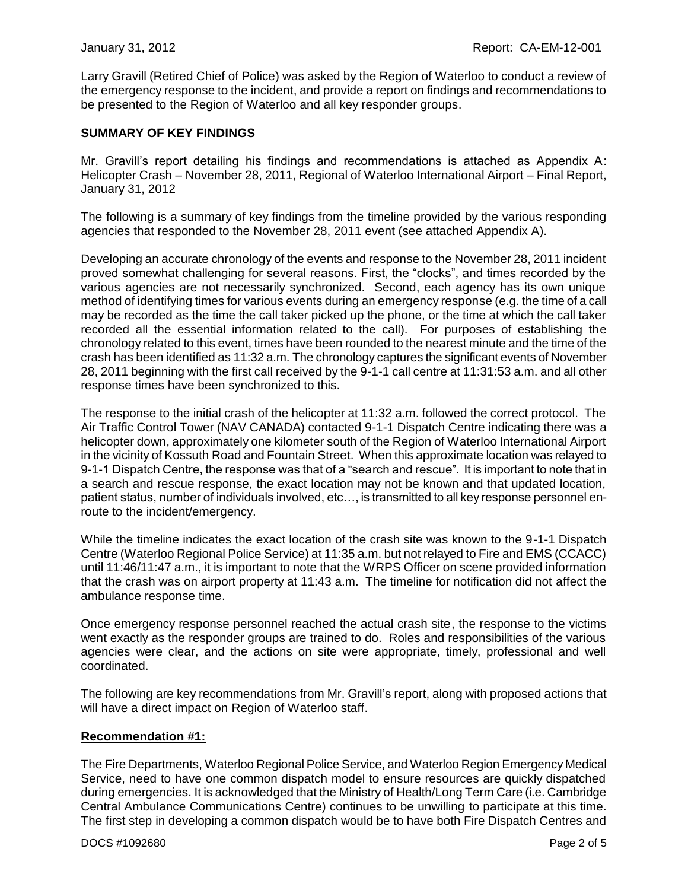Larry Gravill (Retired Chief of Police) was asked by the Region of Waterloo to conduct a review of the emergency response to the incident, and provide a report on findings and recommendations to be presented to the Region of Waterloo and all key responder groups.

## SUMMARY OF KEY FINDINGS

Mr. Gravill's report detailing his findings and recommendations is attached as Appendix A: Helicopter Crash – November 28, 2011, Regional of Waterloo International Airport – Final Report, January 31, 2012

The following is a summary of key findings from the timeline provided by the various responding agencies that responded to the November 28, 2011 event (see attached Appendix A).

Developing an accurate chronology of the events and response to the November 28, 2011 incident proved somewhat challenging for several reasons. First, the "clocks", and times recorded by the various agencies are not necessarily synchronized. Second, each agency has its own unique method of identifying times for various events during an emergency response (e.g. the time of a call may be recorded as the time the call taker picked up the phone, or the time at which the call taker recorded all the essential information related to the call). For purposes of establishing the chronology related to this event, times have been rounded to the nearest minute and the time of the crash has been identified as 11:32 a.m. The chronology captures the significant events of November 28, 2011 beginning with the first call received by the 9-1-1 call centre at 11:31:53 a.m. and all other response times have been synchronized to this.

The response to the initial crash of the helicopter at 11:32 a.m. followed the correct protocol. The Air Traffic Control Tower (NAV CANADA) contacted 9-1-1 Dispatch Centre indicating there was a helicopter down, approximately one kilometer south of the Region of Waterloo International Airport in the vicinity of Kossuth Road and Fountain Street. When this approximate location was relayed to 9-1-1 Dispatch Centre, the response was that of a "search and rescue". It is important to note that in a search and rescue response, the exact location may not be known and that updated location, patient status, number of individuals involved, etc…, is transmitted to all key response personnel en-route to the incident/emergency.

While the timeline indicates the exact location of the crash site was known to the 9-1-1 Dispatch Centre (Waterloo Regional Police Service) at 11:35 a.m. but not relayed to Fire and EMS (CCACC) until 11:46/11:47 a.m., it is important to note that the WRPS Officer on scene provided information that the crash was on airport property at 11:43 a.m. The timeline for notification did not affect the ambulance response time.

Once emergency response personnel reached the actual crash site, the response to the victims went exactly as the responder groups are trained to do. Roles and responsibilities of the various agencies were clear, and the actions on site were appropriate, timely, professional and well coordinated.

The following are key recommendations from Mr. Gravill's report, along with proposed actions that will have a direct impact on Region of Waterloo staff.

### Recommendation #1:

The Fire Departments, Waterloo Regional Police Service, and Waterloo Region Emergency Medical Service, need to have one common dispatch model to ensure resources are quickly dispatched during emergencies. It is acknowledged that the Ministry of Health/Long Term Care (i.e. Cambridge Central Ambulance Communications Centre) continues to be unwilling to participate at this time. The first step in developing a common dispatch would be to have both Fire Dispatch Centres and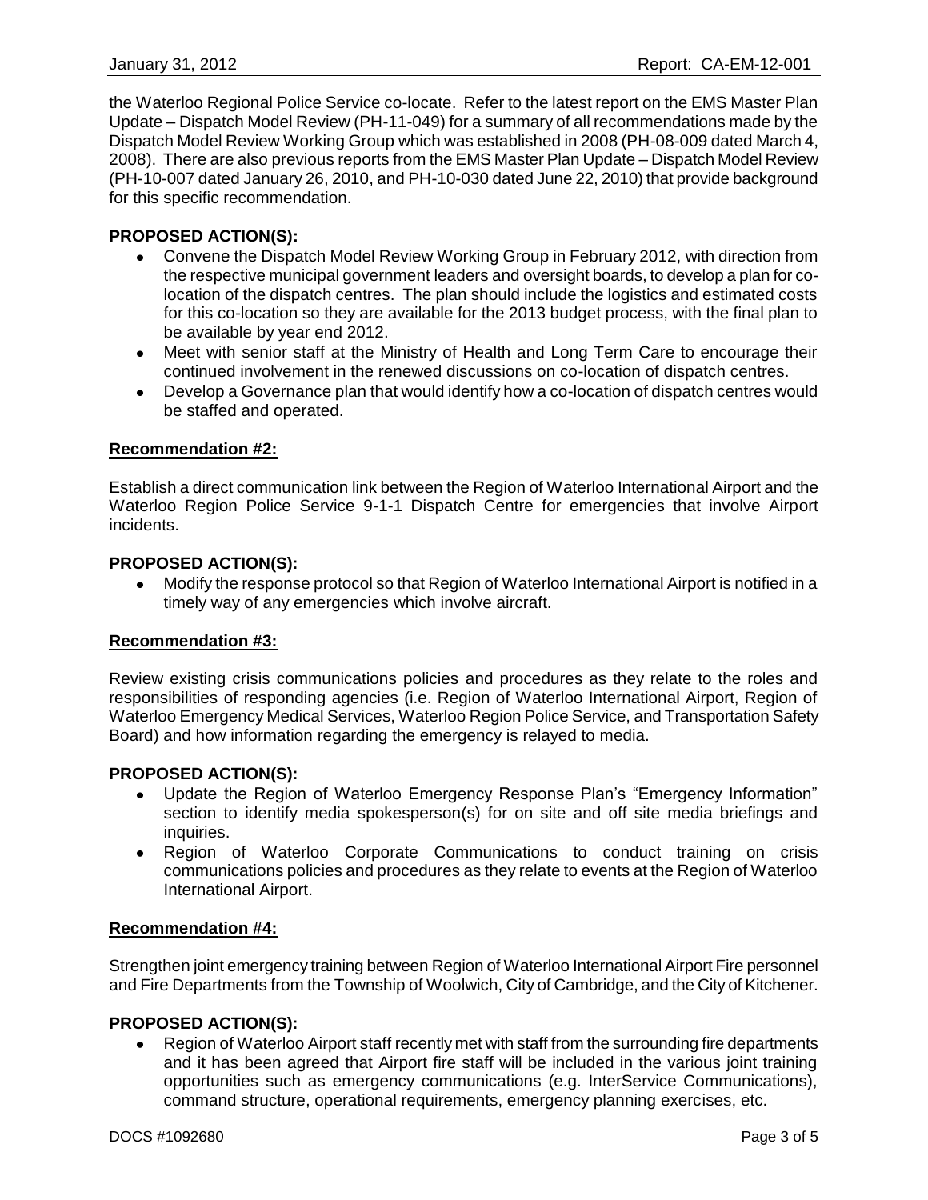the Waterloo Regional Police Service co-locate. Refer to the latest report on the EMS Master Plan Update – Dispatch Model Review (PH-11-049) for a summary of all recommendations made by the Dispatch Model Review Working Group which was established in 2008 (PH-08-009 dated March 4, 2008). There are also previous reports from the EMS Master Plan Update – Dispatch Model Review (PH-10-007 dated January 26, 2010, and PH-10-030 dated June 22, 2010) that provide background for this specific recommendation.

**PROPOSED ACTION(S):**

- Convene the Dispatch Model Review Working Group in February 2012, with direction from the respective municipal government leaders and oversight boards, to develop a plan for co-location of the dispatch centres. The plan should include the logistics and estimated costs for this co-location so they are available for the 2013 budget process, with the final plan to be available by year end 2012.
- Meet with senior staff at the Ministry of Health and Long Term Care to encourage their continued involvement in the renewed discussions on co-location of dispatch centres.
- Develop a Governance plan that would identify how a co-location of dispatch centres would be staffed and operated.

**Recommendation #2:**

Establish a direct communication link between the Region of Waterloo International Airport and the Waterloo Region Police Service 9-1-1 Dispatch Centre for emergencies that involve Airport incidents.

**PROPOSED ACTION(S):**

- Modify the response protocol so that Region of Waterloo International Airport is notified in a timely way of any emergencies which involve aircraft.

**Recommendation #3:**

Review existing crisis communications policies and procedures as they relate to the roles and responsibilities of responding agencies (i.e. Region of Waterloo International Airport, Region of Waterloo Emergency Medical Services, Waterloo Region Police Service, and Transportation Safety Board) and how information regarding the emergency is relayed to media.

**PROPOSED ACTION(S):**

- Update the Region of Waterloo Emergency Response Plan's "Emergency Information" section to identify media spokesperson(s) for on site and off site media briefings and inquiries.
- Region of Waterloo Corporate Communications to conduct training on crisis communications policies and procedures as they relate to events at the Region of Waterloo International Airport.

**Recommendation #4:**

Strengthen joint emergency training between Region of Waterloo International Airport Fire personnel and Fire Departments from the Township of Woolwich, City of Cambridge, and the City of Kitchener.

**PROPOSED ACTION(S):**

- Region of Waterloo Airport staff recently met with staff from the surrounding fire departments and it has been agreed that Airport fire staff will be included in the various joint training opportunities such as emergency communications (e.g. InterService Communications), command structure, operational requirements, emergency planning exercises, etc.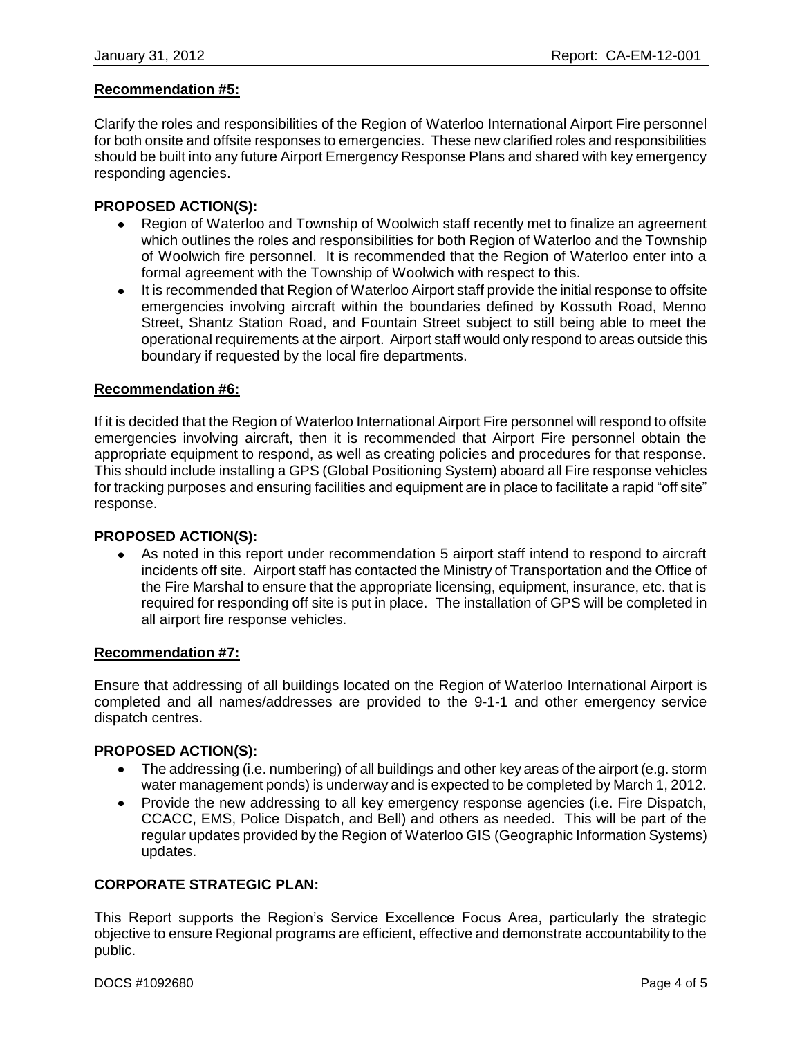**Recommendation #5:**

Clarify the roles and responsibilities of the Region of Waterloo International Airport Fire personnel for both onsite and offsite responses to emergencies. These new clarified roles and responsibilities should be built into any future Airport Emergency Response Plans and shared with key emergency responding agencies.

**PROPOSED ACTION(S):**

- Region of Waterloo and Township of Woolwich staff recently met to finalize an agreement which outlines the roles and responsibilities for both Region of Waterloo and the Township of Woolwich fire personnel. It is recommended that the Region of Waterloo enter into a formal agreement with the Township of Woolwich with respect to this.
- It is recommended that Region of Waterloo Airport staff provide the initial response to offsite emergencies involving aircraft within the boundaries defined by Kossuth Road, Menno Street, Shantz Station Road, and Fountain Street subject to still being able to meet the operational requirements at the airport. Airport staff would only respond to areas outside this boundary if requested by the local fire departments.

**Recommendation #6:**

If it is decided that the Region of Waterloo International Airport Fire personnel will respond to offsite emergencies involving aircraft, then it is recommended that Airport Fire personnel obtain the appropriate equipment to respond, as well as creating policies and procedures for that response. This should include installing a GPS (Global Positioning System) aboard all Fire response vehicles for tracking purposes and ensuring facilities and equipment are in place to facilitate a rapid "off site" response.

**PROPOSED ACTION(S):**

- As noted in this report under recommendation 5 airport staff intend to respond to aircraft incidents off site. Airport staff has contacted the Ministry of Transportation and the Office of the Fire Marshal to ensure that the appropriate licensing, equipment, insurance, etc. that is required for responding off site is put in place. The installation of GPS will be completed in all airport fire response vehicles.

**Recommendation #7:**

Ensure that addressing of all buildings located on the Region of Waterloo International Airport is completed and all names/addresses are provided to the 9-1-1 and other emergency service dispatch centres.

**PROPOSED ACTION(S):**

- The addressing (i.e. numbering) of all buildings and other key areas of the airport (e.g. storm water management ponds) is underway and is expected to be completed by March 1, 2012.
- Provide the new addressing to all key emergency response agencies (i.e. Fire Dispatch, CCACC, EMS, Police Dispatch, and Bell) and others as needed. This will be part of the regular updates provided by the Region of Waterloo GIS (Geographic Information Systems) updates.

**CORPORATE STRATEGIC PLAN:**

This Report supports the Region's Service Excellence Focus Area, particularly the strategic objective to ensure Regional programs are efficient, effective and demonstrate accountability to the public.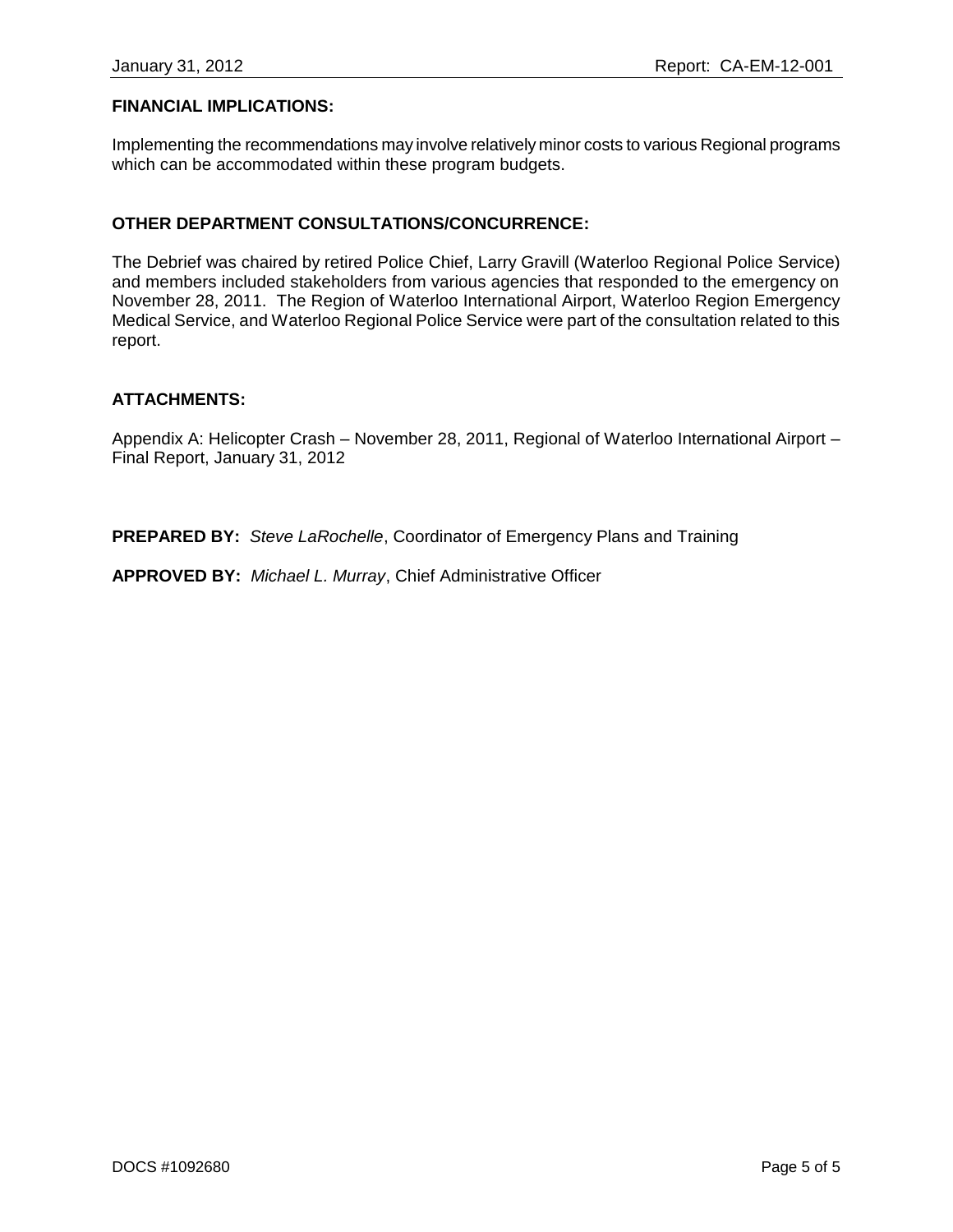**FINANCIAL IMPLICATIONS:**

Implementing the recommendations may involve relatively minor costs to various Regional programs which can be accommodated within these program budgets.

**OTHER DEPARTMENT CONSULTATIONS/CONCURRENCE:**

The Debrief was chaired by retired Police Chief, Larry Gravill (Waterloo Regional Police Service) and members included stakeholders from various agencies that responded to the emergency on November 28, 2011. The Region of Waterloo International Airport, Waterloo Region Emergency Medical Service, and Waterloo Regional Police Service were part of the consultation related to this report.

**ATTACHMENTS:**

Appendix A: Helicopter Crash – November 28, 2011, Regional of Waterloo International Airport – Final Report, January 31, 2012

**PREPARED BY:** *Steve LaRochelle*, Coordinator of Emergency Plans and Training

**APPROVED BY:** *Michael L. Murray*, Chief Administrative Officer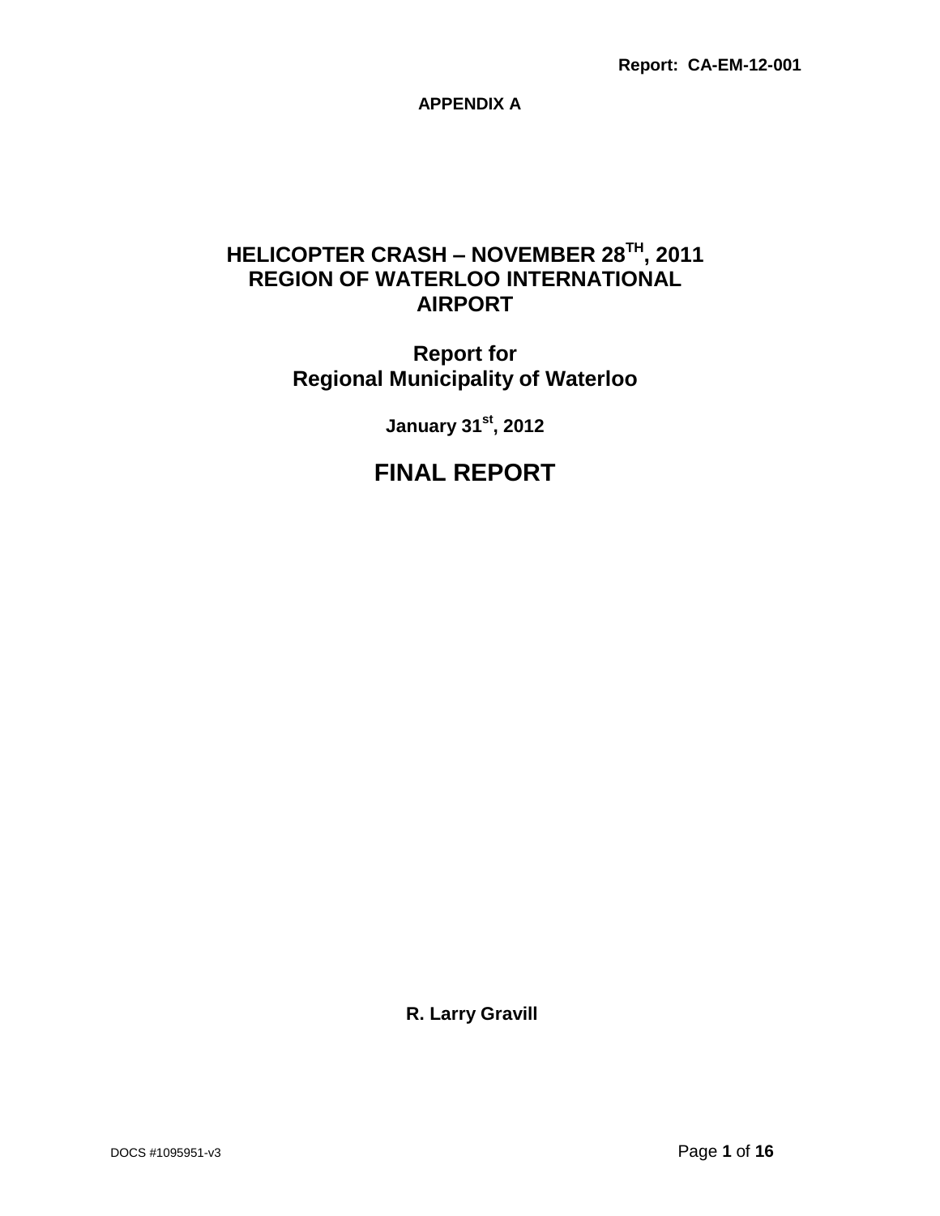Report: CA-EM-12-001

**APPENDIX A**

# HELICOPTER CRASH – NOVEMBER 28TH, 2011 REGION OF WATERLOO INTERNATIONAL AIRPORT

## Report for Regional Municipality of Waterloo

**January 31st, 2012**

# FINAL REPORT

**R. Larry Gravill**

DOCS #1095951-v3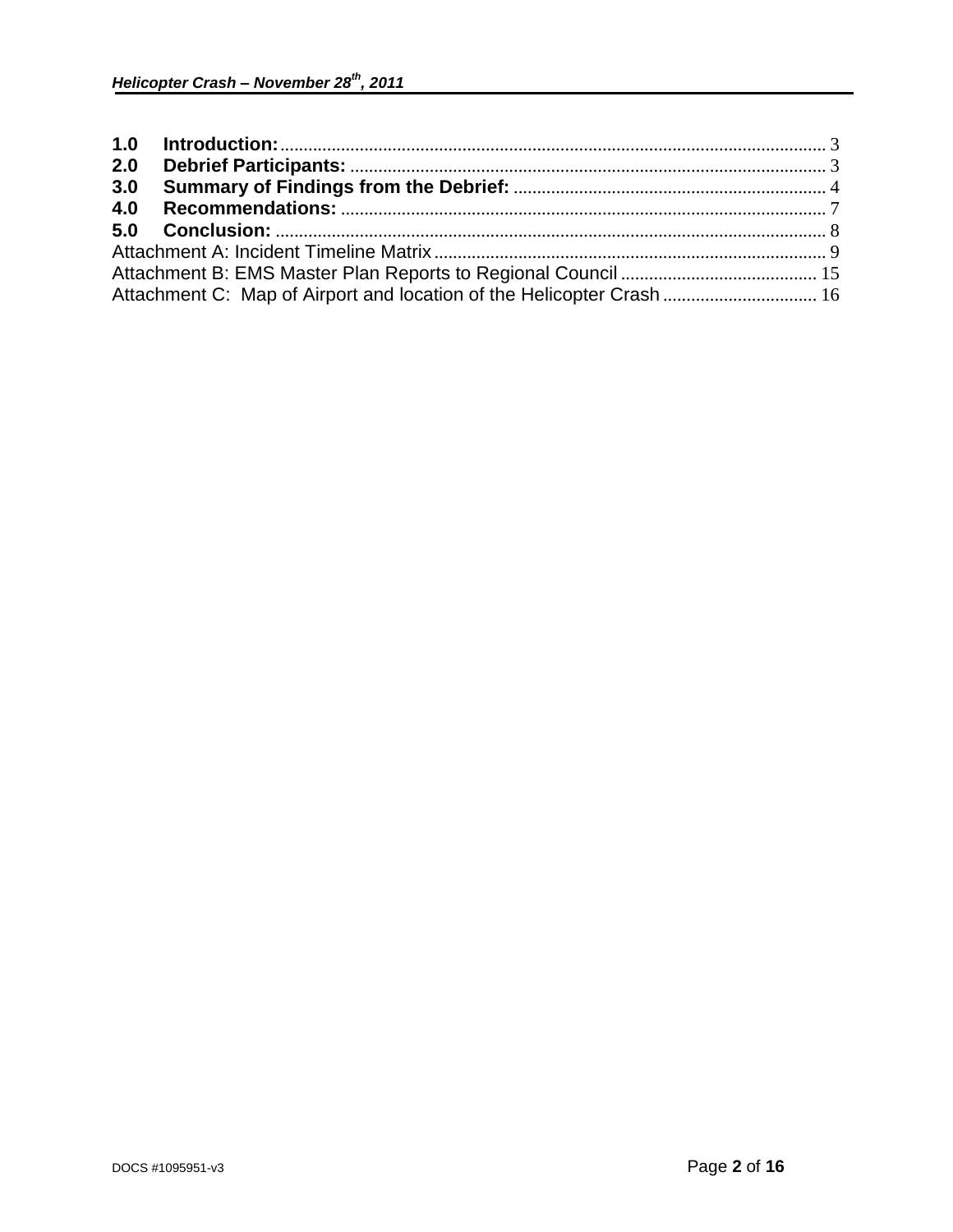| | | |
|---|---|---|
| **1.0** | **Introduction:** | 3 |
| **2.0** | **Debrief Participants:** | 3 |
| **3.0** | **Summary of Findings from the Debrief:** | 4 |
| **4.0** | **Recommendations:** | 7 |
| **5.0** | **Conclusion:** | 8 |
| Attachment A: Incident Timeline Matrix | | 9 |
| Attachment B: EMS Master Plan Reports to Regional Council | | 15 |
| Attachment C: Map of Airport and location of the Helicopter Crash | | 16 |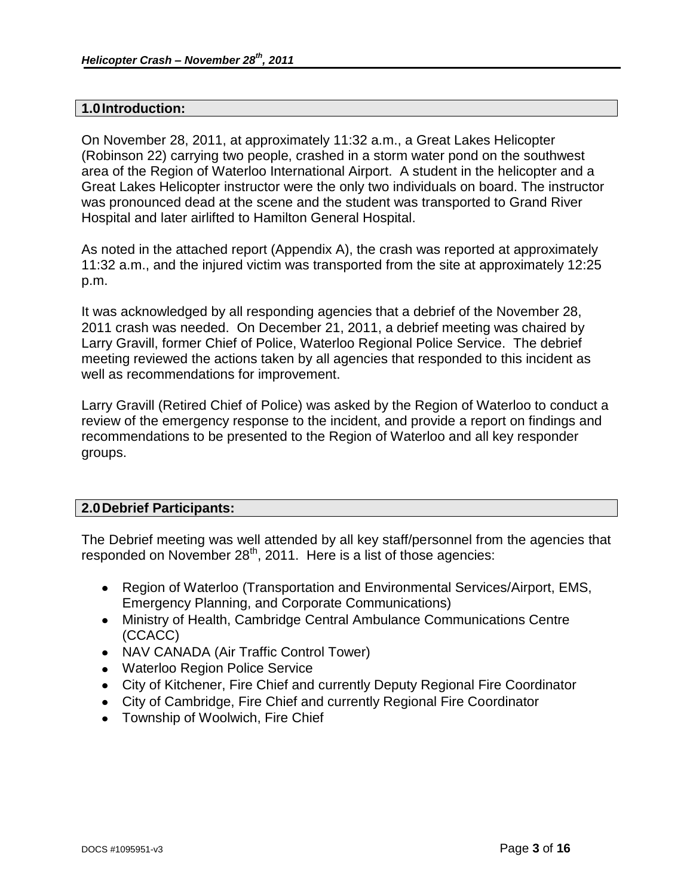## 1.0 Introduction:

On November 28, 2011, at approximately 11:32 a.m., a Great Lakes Helicopter (Robinson 22) carrying two people, crashed in a storm water pond on the southwest area of the Region of Waterloo International Airport. A student in the helicopter and a Great Lakes Helicopter instructor were the only two individuals on board. The instructor was pronounced dead at the scene and the student was transported to Grand River Hospital and later airlifted to Hamilton General Hospital.

As noted in the attached report (Appendix A), the crash was reported at approximately 11:32 a.m., and the injured victim was transported from the site at approximately 12:25 p.m.

It was acknowledged by all responding agencies that a debrief of the November 28, 2011 crash was needed. On December 21, 2011, a debrief meeting was chaired by Larry Gravill, former Chief of Police, Waterloo Regional Police Service. The debrief meeting reviewed the actions taken by all agencies that responded to this incident as well as recommendations for improvement.

Larry Gravill (Retired Chief of Police) was asked by the Region of Waterloo to conduct a review of the emergency response to the incident, and provide a report on findings and recommendations to be presented to the Region of Waterloo and all key responder groups.

## 2.0 Debrief Participants:

The Debrief meeting was well attended by all key staff/personnel from the agencies that responded on November 28th, 2011. Here is a list of those agencies:

- Region of Waterloo (Transportation and Environmental Services/Airport, EMS, Emergency Planning, and Corporate Communications)
- Ministry of Health, Cambridge Central Ambulance Communications Centre (CCACC)
- NAV CANADA (Air Traffic Control Tower)
- Waterloo Region Police Service
- City of Kitchener, Fire Chief and currently Deputy Regional Fire Coordinator
- City of Cambridge, Fire Chief and currently Regional Fire Coordinator
- Township of Woolwich, Fire Chief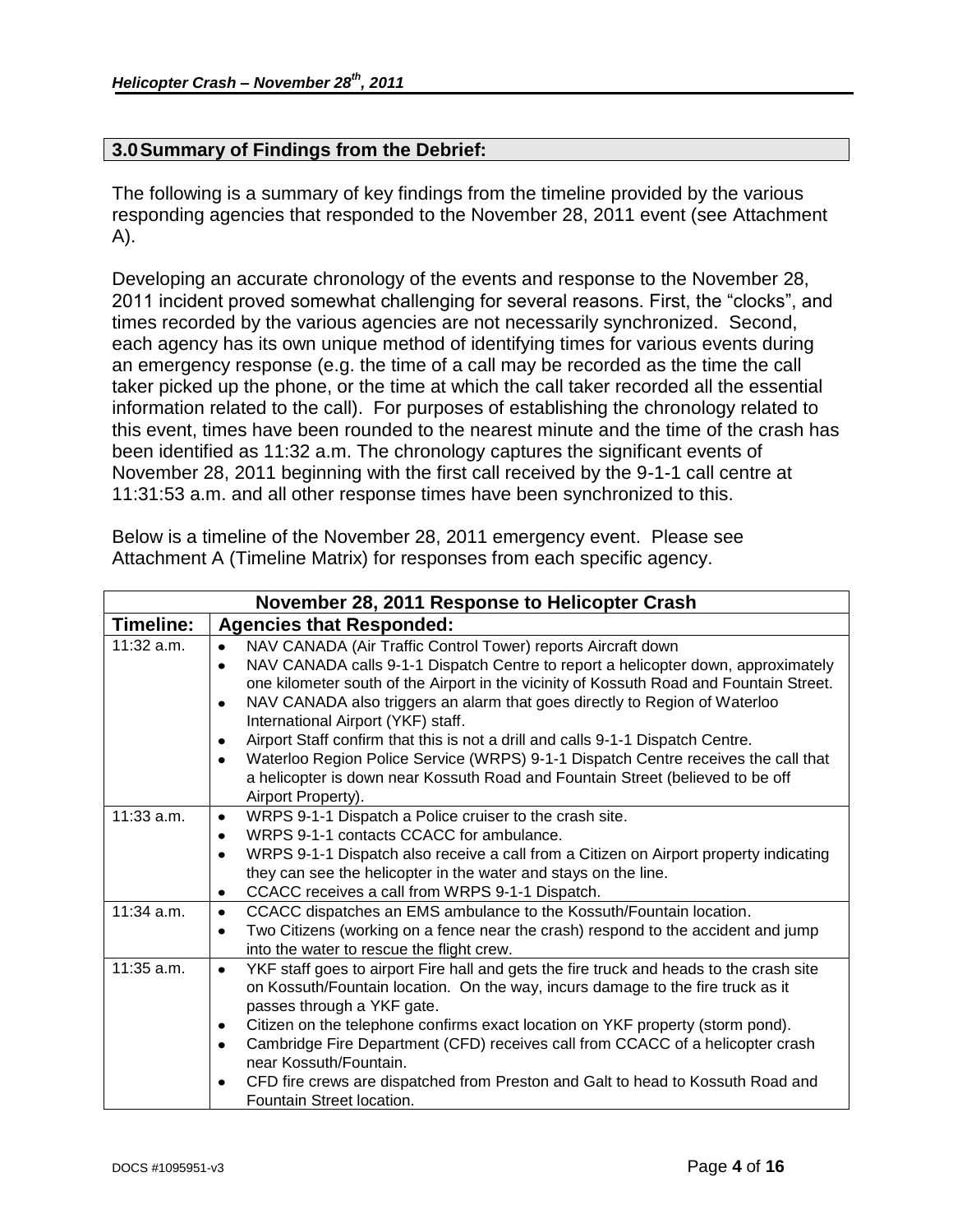## 3.0 Summary of Findings from the Debrief:

The following is a summary of key findings from the timeline provided by the various responding agencies that responded to the November 28, 2011 event (see Attachment A).

Developing an accurate chronology of the events and response to the November 28, 2011 incident proved somewhat challenging for several reasons. First, the "clocks", and times recorded by the various agencies are not necessarily synchronized. Second, each agency has its own unique method of identifying times for various events during an emergency response (e.g. the time of a call may be recorded as the time the call taker picked up the phone, or the time at which the call taker recorded all the essential information related to the call). For purposes of establishing the chronology related to this event, times have been rounded to the nearest minute and the time of the crash has been identified as 11:32 a.m. The chronology captures the significant events of November 28, 2011 beginning with the first call received by the 9-1-1 call centre at 11:31:53 a.m. and all other response times have been synchronized to this.

Below is a timeline of the November 28, 2011 emergency event. Please see Attachment A (Timeline Matrix) for responses from each specific agency.

| November 28, 2011 Response to Helicopter Crash | |
|---|---|
| **Timeline:** | **Agencies that Responded:** |
| 11:32 a.m. | • NAV CANADA (Air Traffic Control Tower) reports Aircraft down<br>• NAV CANADA calls 9-1-1 Dispatch Centre to report a helicopter down, approximately one kilometer south of the Airport in the vicinity of Kossuth Road and Fountain Street.<br>• NAV CANADA also triggers an alarm that goes directly to Region of Waterloo International Airport (YKF) staff.<br>• Airport Staff confirm that this is not a drill and calls 9-1-1 Dispatch Centre.<br>• Waterloo Region Police Service (WRPS) 9-1-1 Dispatch Centre receives the call that a helicopter is down near Kossuth Road and Fountain Street (believed to be off Airport Property). |
| 11:33 a.m. | • WRPS 9-1-1 Dispatch a Police cruiser to the crash site.<br>• WRPS 9-1-1 contacts CCACC for ambulance.<br>• WRPS 9-1-1 Dispatch also receive a call from a Citizen on Airport property indicating they can see the helicopter in the water and stays on the line.<br>• CCACC receives a call from WRPS 9-1-1 Dispatch. |
| 11:34 a.m. | • CCACC dispatches an EMS ambulance to the Kossuth/Fountain location.<br>• Two Citizens (working on a fence near the crash) respond to the accident and jump into the water to rescue the flight crew. |
| 11:35 a.m. | • YKF staff goes to airport Fire hall and gets the fire truck and heads to the crash site on Kossuth/Fountain location. On the way, incurs damage to the fire truck as it passes through a YKF gate.<br>• Citizen on the telephone confirms exact location on YKF property (storm pond).<br>• Cambridge Fire Department (CFD) receives call from CCACC of a helicopter crash near Kossuth/Fountain.<br>• CFD fire crews are dispatched from Preston and Galt to head to Kossuth Road and Fountain Street location. |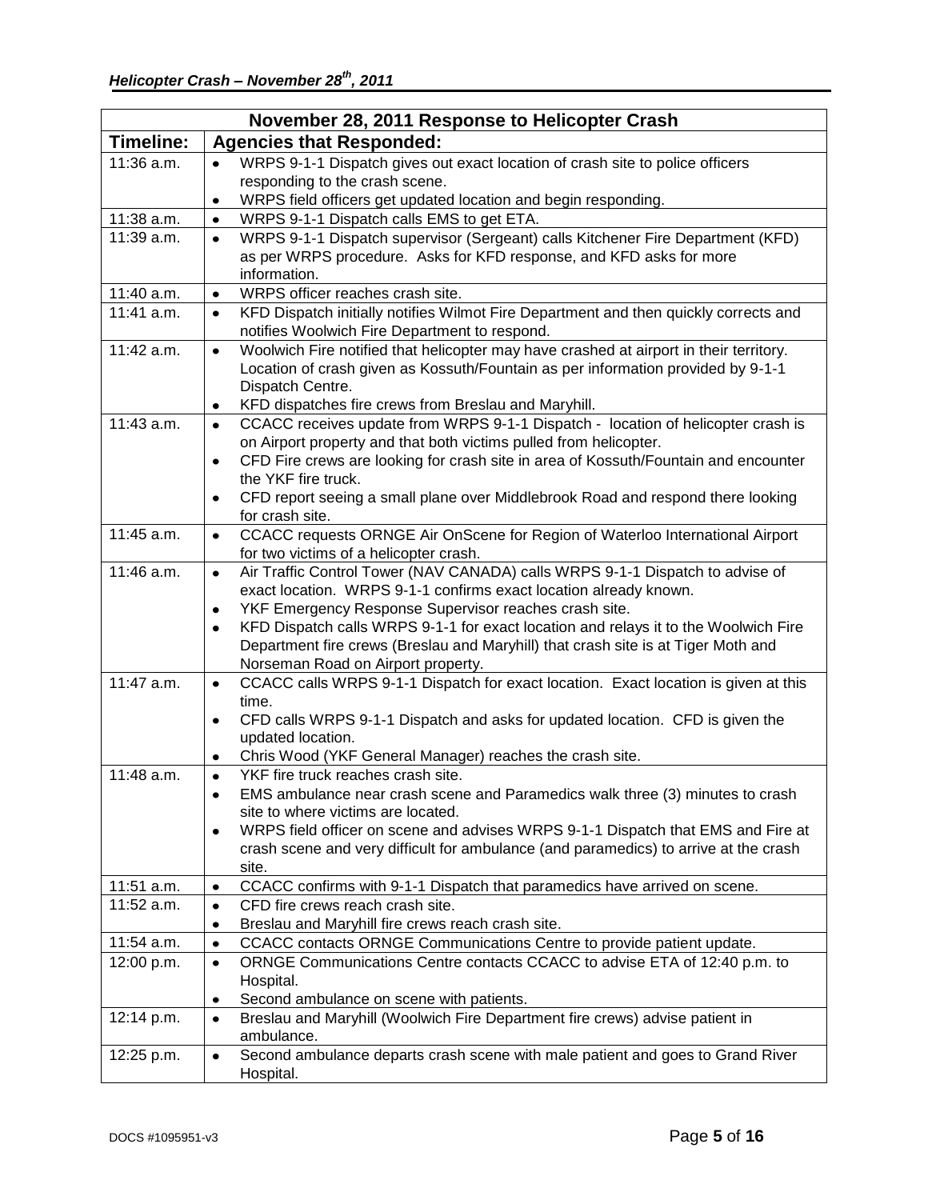| November 28, 2011 Response to Helicopter Crash | |
|---|---|
| **Timeline:** | **Agencies that Responded:** |
| 11:36 a.m. | • WRPS 9-1-1 Dispatch gives out exact location of crash site to police officers responding to the crash scene.<br>• WRPS field officers get updated location and begin responding. |
| 11:38 a.m. | • WRPS 9-1-1 Dispatch calls EMS to get ETA. |
| 11:39 a.m. | • WRPS 9-1-1 Dispatch supervisor (Sergeant) calls Kitchener Fire Department (KFD) as per WRPS procedure. Asks for KFD response, and KFD asks for more information. |
| 11:40 a.m. | • WRPS officer reaches crash site. |
| 11:41 a.m. | • KFD Dispatch initially notifies Wilmot Fire Department and then quickly corrects and notifies Woolwich Fire Department to respond. |
| 11:42 a.m. | • Woolwich Fire notified that helicopter may have crashed at airport in their territory. Location of crash given as Kossuth/Fountain as per information provided by 9-1-1 Dispatch Centre.<br>• KFD dispatches fire crews from Breslau and Maryhill. |
| 11:43 a.m. | • CCACC receives update from WRPS 9-1-1 Dispatch - location of helicopter crash is on Airport property and that both victims pulled from helicopter.<br>• CFD Fire crews are looking for crash site in area of Kossuth/Fountain and encounter the YKF fire truck.<br>• CFD report seeing a small plane over Middlebrook Road and respond there looking for crash site. |
| 11:45 a.m. | • CCACC requests ORNGE Air OnScene for Region of Waterloo International Airport for two victims of a helicopter crash. |
| 11:46 a.m. | • Air Traffic Control Tower (NAV CANADA) calls WRPS 9-1-1 Dispatch to advise of exact location. WRPS 9-1-1 confirms exact location already known.<br>• YKF Emergency Response Supervisor reaches crash site.<br>• KFD Dispatch calls WRPS 9-1-1 for exact location and relays it to the Woolwich Fire Department fire crews (Breslau and Maryhill) that crash site is at Tiger Moth and Norseman Road on Airport property. |
| 11:47 a.m. | • CCACC calls WRPS 9-1-1 Dispatch for exact location. Exact location is given at this time.<br>• CFD calls WRPS 9-1-1 Dispatch and asks for updated location. CFD is given the updated location.<br>• Chris Wood (YKF General Manager) reaches the crash site. |
| 11:48 a.m. | • YKF fire truck reaches crash site.<br>• EMS ambulance near crash scene and Paramedics walk three (3) minutes to crash site to where victims are located.<br>• WRPS field officer on scene and advises WRPS 9-1-1 Dispatch that EMS and Fire at crash scene and very difficult for ambulance (and paramedics) to arrive at the crash site. |
| 11:51 a.m. | • CCACC confirms with 9-1-1 Dispatch that paramedics have arrived on scene. |
| 11:52 a.m. | • CFD fire crews reach crash site.<br>• Breslau and Maryhill fire crews reach crash site. |
| 11:54 a.m. | • CCACC contacts ORNGE Communications Centre to provide patient update. |
| 12:00 p.m. | • ORNGE Communications Centre contacts CCACC to advise ETA of 12:40 p.m. to Hospital.<br>• Second ambulance on scene with patients. |
| 12:14 p.m. | • Breslau and Maryhill (Woolwich Fire Department fire crews) advise patient in ambulance. |
| 12:25 p.m. | • Second ambulance departs crash scene with male patient and goes to Grand River Hospital. |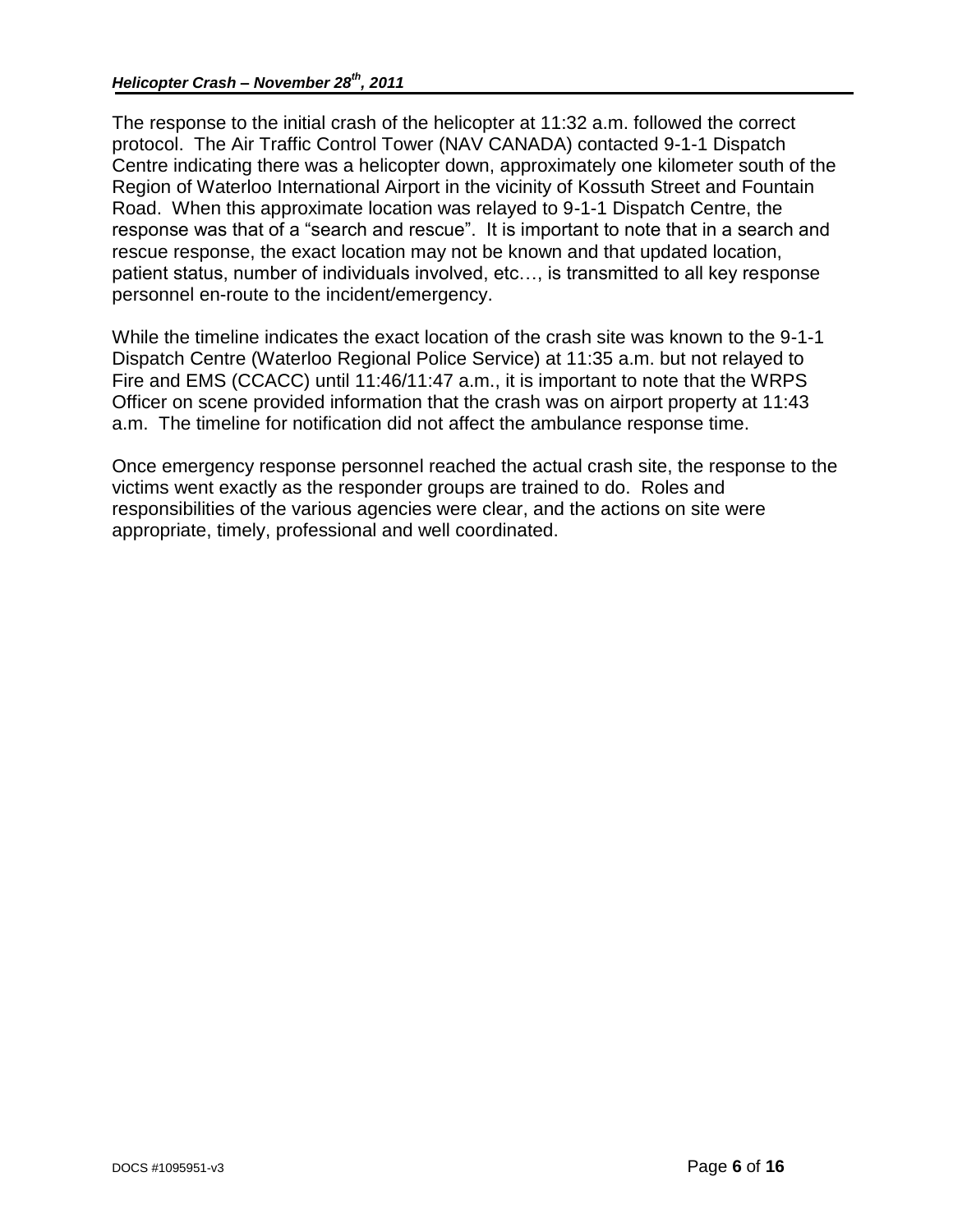The response to the initial crash of the helicopter at 11:32 a.m. followed the correct protocol. The Air Traffic Control Tower (NAV CANADA) contacted 9-1-1 Dispatch Centre indicating there was a helicopter down, approximately one kilometer south of the Region of Waterloo International Airport in the vicinity of Kossuth Street and Fountain Road. When this approximate location was relayed to 9-1-1 Dispatch Centre, the response was that of a "search and rescue". It is important to note that in a search and rescue response, the exact location may not be known and that updated location, patient status, number of individuals involved, etc…, is transmitted to all key response personnel en-route to the incident/emergency.

While the timeline indicates the exact location of the crash site was known to the 9-1-1 Dispatch Centre (Waterloo Regional Police Service) at 11:35 a.m. but not relayed to Fire and EMS (CCACC) until 11:46/11:47 a.m., it is important to note that the WRPS Officer on scene provided information that the crash was on airport property at 11:43 a.m. The timeline for notification did not affect the ambulance response time.

Once emergency response personnel reached the actual crash site, the response to the victims went exactly as the responder groups are trained to do. Roles and responsibilities of the various agencies were clear, and the actions on site were appropriate, timely, professional and well coordinated.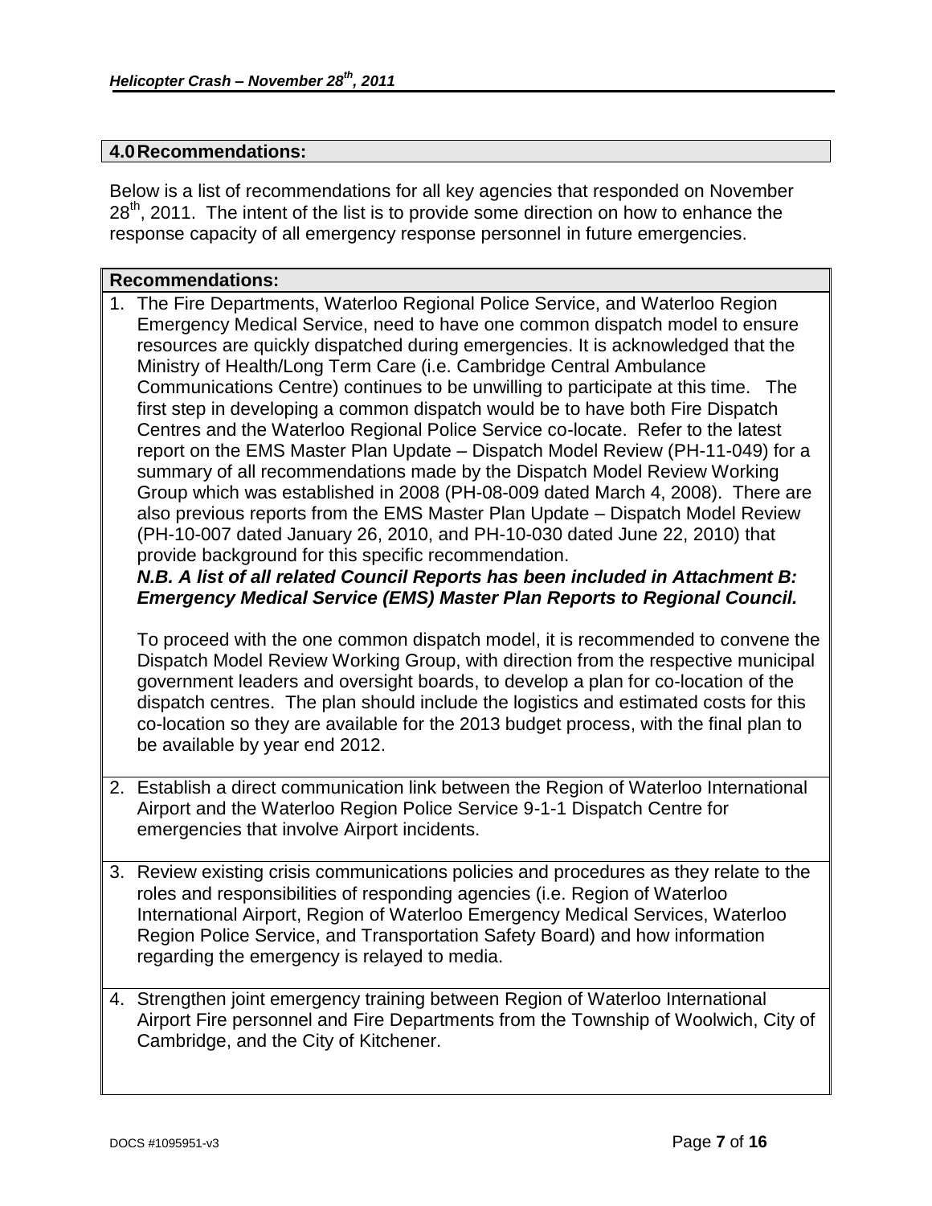## 4.0 Recommendations:

Below is a list of recommendations for all key agencies that responded on November 28th, 2011. The intent of the list is to provide some direction on how to enhance the response capacity of all emergency response personnel in future emergencies.

| Recommendations: |
|---|
| 1. The Fire Departments, Waterloo Regional Police Service, and Waterloo Region Emergency Medical Service, need to have one common dispatch model to ensure resources are quickly dispatched during emergencies. It is acknowledged that the Ministry of Health/Long Term Care (i.e. Cambridge Central Ambulance Communications Centre) continues to be unwilling to participate at this time. The first step in developing a common dispatch would be to have both Fire Dispatch Centres and the Waterloo Regional Police Service co-locate. Refer to the latest report on the EMS Master Plan Update – Dispatch Model Review (PH-11-049) for a summary of all recommendations made by the Dispatch Model Review Working Group which was established in 2008 (PH-08-009 dated March 4, 2008). There are also previous reports from the EMS Master Plan Update – Dispatch Model Review (PH-10-007 dated January 26, 2010, and PH-10-030 dated June 22, 2010) that provide background for this specific recommendation. ***N.B. A list of all related Council Reports has been included in Attachment B: Emergency Medical Service (EMS) Master Plan Reports to Regional Council.*** <br><br> To proceed with the one common dispatch model, it is recommended to convene the Dispatch Model Review Working Group, with direction from the respective municipal government leaders and oversight boards, to develop a plan for co-location of the dispatch centres. The plan should include the logistics and estimated costs for this co-location so they are available for the 2013 budget process, with the final plan to be available by year end 2012. |
| 2. Establish a direct communication link between the Region of Waterloo International Airport and the Waterloo Region Police Service 9-1-1 Dispatch Centre for emergencies that involve Airport incidents. |
| 3. Review existing crisis communications policies and procedures as they relate to the roles and responsibilities of responding agencies (i.e. Region of Waterloo International Airport, Region of Waterloo Emergency Medical Services, Waterloo Region Police Service, and Transportation Safety Board) and how information regarding the emergency is relayed to media. |
| 4. Strengthen joint emergency training between Region of Waterloo International Airport Fire personnel and Fire Departments from the Township of Woolwich, City of Cambridge, and the City of Kitchener. |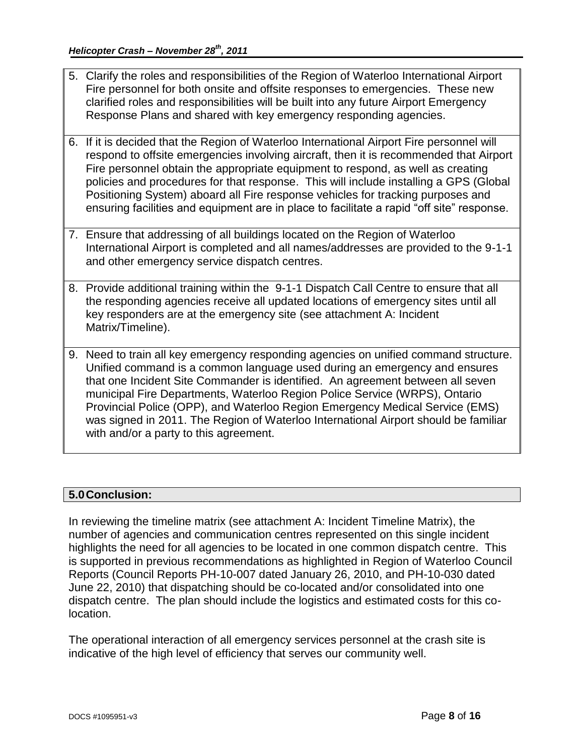5. Clarify the roles and responsibilities of the Region of Waterloo International Airport Fire personnel for both onsite and offsite responses to emergencies. These new clarified roles and responsibilities will be built into any future Airport Emergency Response Plans and shared with key emergency responding agencies.

6. If it is decided that the Region of Waterloo International Airport Fire personnel will respond to offsite emergencies involving aircraft, then it is recommended that Airport Fire personnel obtain the appropriate equipment to respond, as well as creating policies and procedures for that response. This will include installing a GPS (Global Positioning System) aboard all Fire response vehicles for tracking purposes and ensuring facilities and equipment are in place to facilitate a rapid "off site" response.

7. Ensure that addressing of all buildings located on the Region of Waterloo International Airport is completed and all names/addresses are provided to the 9-1-1 and other emergency service dispatch centres.

8. Provide additional training within the 9-1-1 Dispatch Call Centre to ensure that all the responding agencies receive all updated locations of emergency sites until all key responders are at the emergency site (see attachment A: Incident Matrix/Timeline).

9. Need to train all key emergency responding agencies on unified command structure. Unified command is a common language used during an emergency and ensures that one Incident Site Commander is identified. An agreement between all seven municipal Fire Departments, Waterloo Region Police Service (WRPS), Ontario Provincial Police (OPP), and Waterloo Region Emergency Medical Service (EMS) was signed in 2011. The Region of Waterloo International Airport should be familiar with and/or a party to this agreement.

## 5.0 Conclusion:

In reviewing the timeline matrix (see attachment A: Incident Timeline Matrix), the number of agencies and communication centres represented on this single incident highlights the need for all agencies to be located in one common dispatch centre. This is supported in previous recommendations as highlighted in Region of Waterloo Council Reports (Council Reports PH-10-007 dated January 26, 2010, and PH-10-030 dated June 22, 2010) that dispatching should be co-located and/or consolidated into one dispatch centre. The plan should include the logistics and estimated costs for this co-location.

The operational interaction of all emergency services personnel at the crash site is indicative of the high level of efficiency that serves our community well.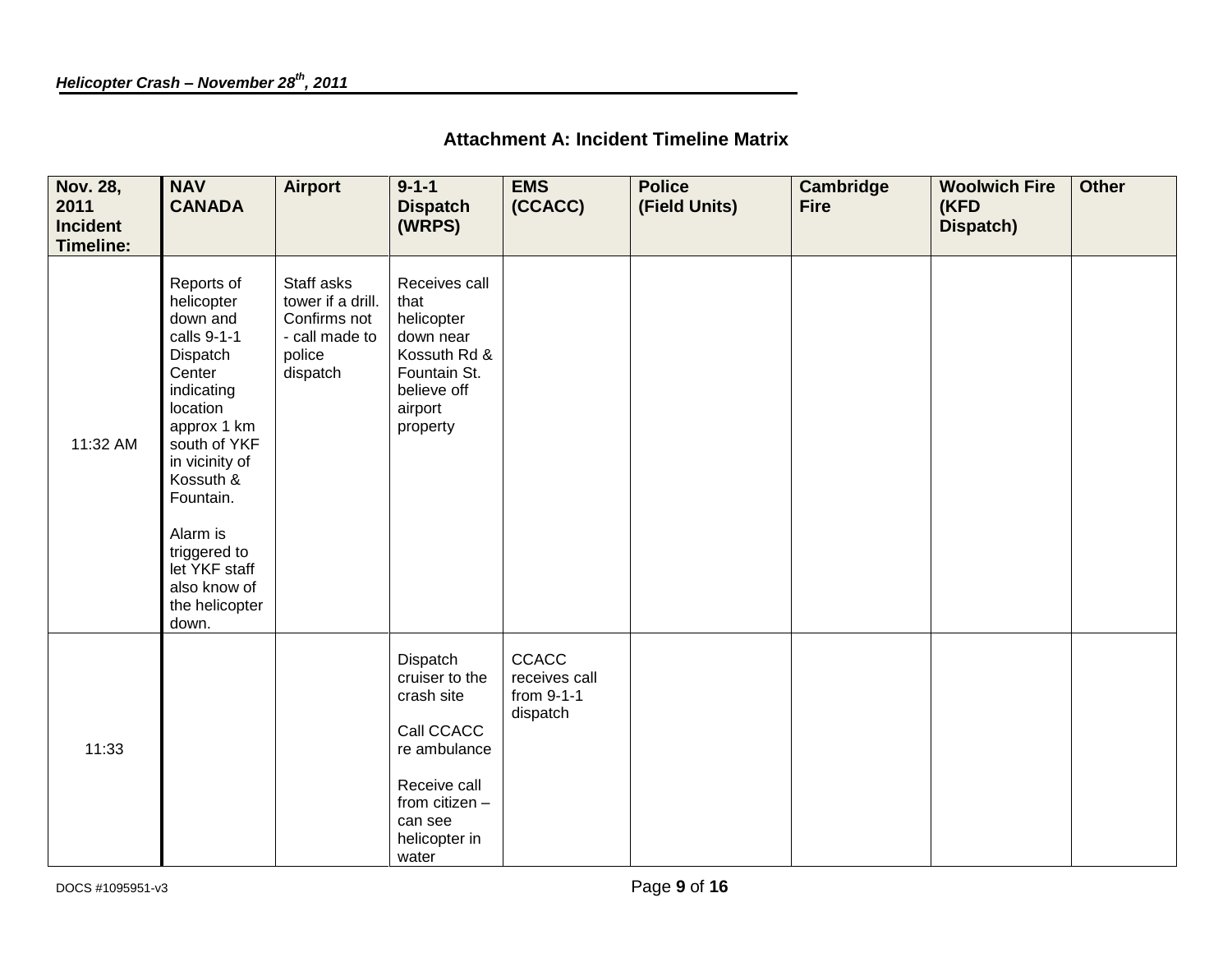## Attachment A: Incident Timeline Matrix

| Nov. 28, 2011 Incident Timeline: | NAV CANADA | Airport | 9-1-1 Dispatch (WRPS) | EMS (CCACC) | Police (Field Units) | Cambridge Fire | Woolwich Fire (KFD Dispatch) | Other |
|---|---|---|---|---|---|---|---|---|
| 11:32 AM | Reports of helicopter down and calls 9-1-1 Dispatch Center indicating location approx 1 km south of YKF in vicinity of Kossuth & Fountain.<br><br>Alarm is triggered to let YKF staff also know of the helicopter down. | Staff asks tower if a drill. Confirms not - call made to police dispatch | Receives call that helicopter down near Kossuth Rd & Fountain St. believe off airport property | | | | | |
| 11:33 | | | Dispatch cruiser to the crash site<br><br>Call CCACC re ambulance<br><br>Receive call from citizen – can see helicopter in water | CCACC receives call from 9-1-1 dispatch | | | | |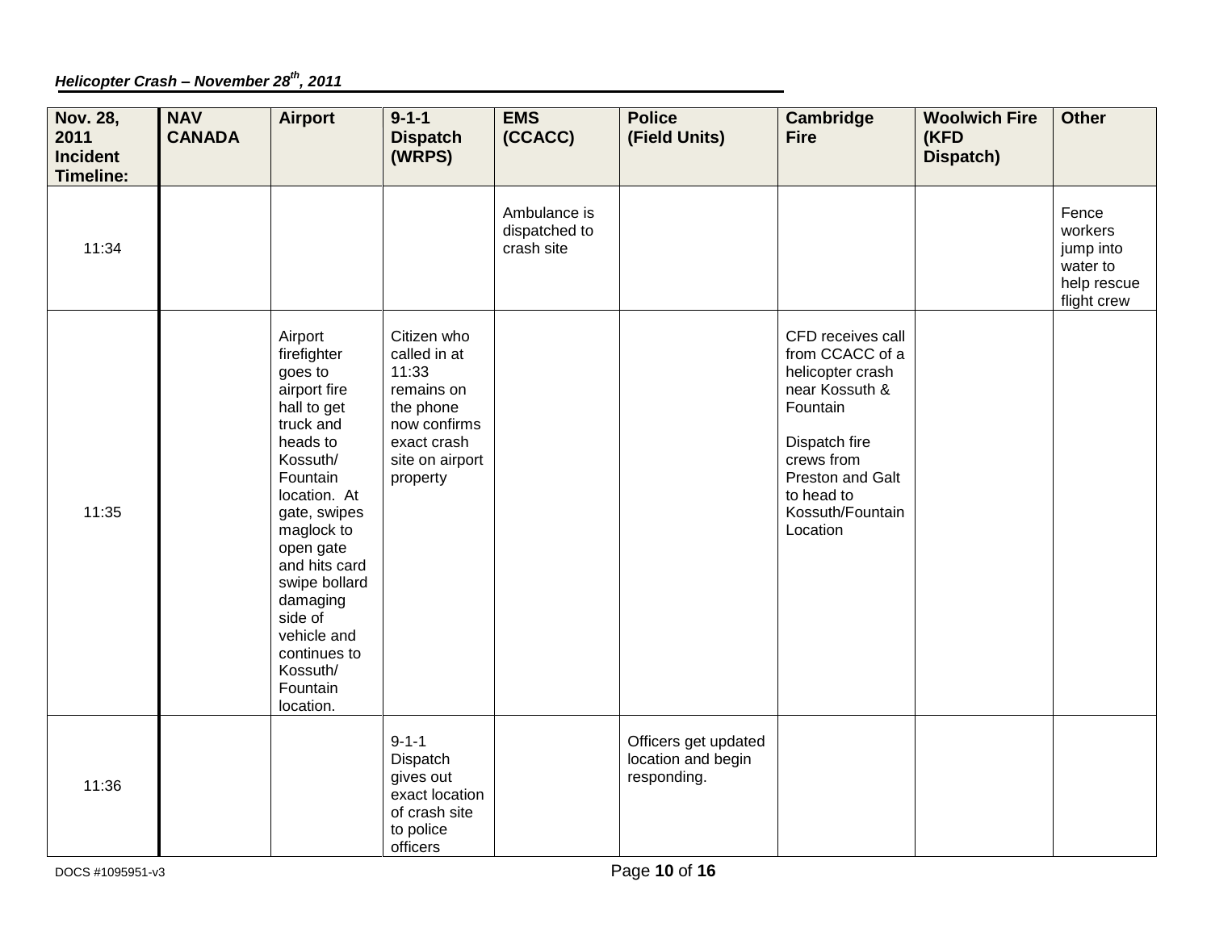| Nov. 28, 2011 Incident Timeline: | NAV CANADA | Airport | 9-1-1 Dispatch (WRPS) | EMS (CCACC) | Police (Field Units) | Cambridge Fire | Woolwich Fire (KFD Dispatch) | Other |
|---|---|---|---|---|---|---|---|---|
| 11:34 | | | | Ambulance is dispatched to crash site | | | | Fence workers jump into water to help rescue flight crew |
| 11:35 | | Airport firefighter goes to airport fire hall to get truck and heads to Kossuth/ Fountain location. At gate, swipes maglock to open gate and hits card swipe bollard damaging side of vehicle and continues to Kossuth/ Fountain location. | Citizen who called in at 11:33 remains on the phone now confirms exact crash site on airport property | | | CFD receives call from CCACC of a helicopter crash near Kossuth & Fountain<br><br>Dispatch fire crews from Preston and Galt to head to Kossuth/Fountain Location | | |
| 11:36 | | | 9-1-1 Dispatch gives out exact location of crash site to police officers | | Officers get updated location and begin responding. | | | |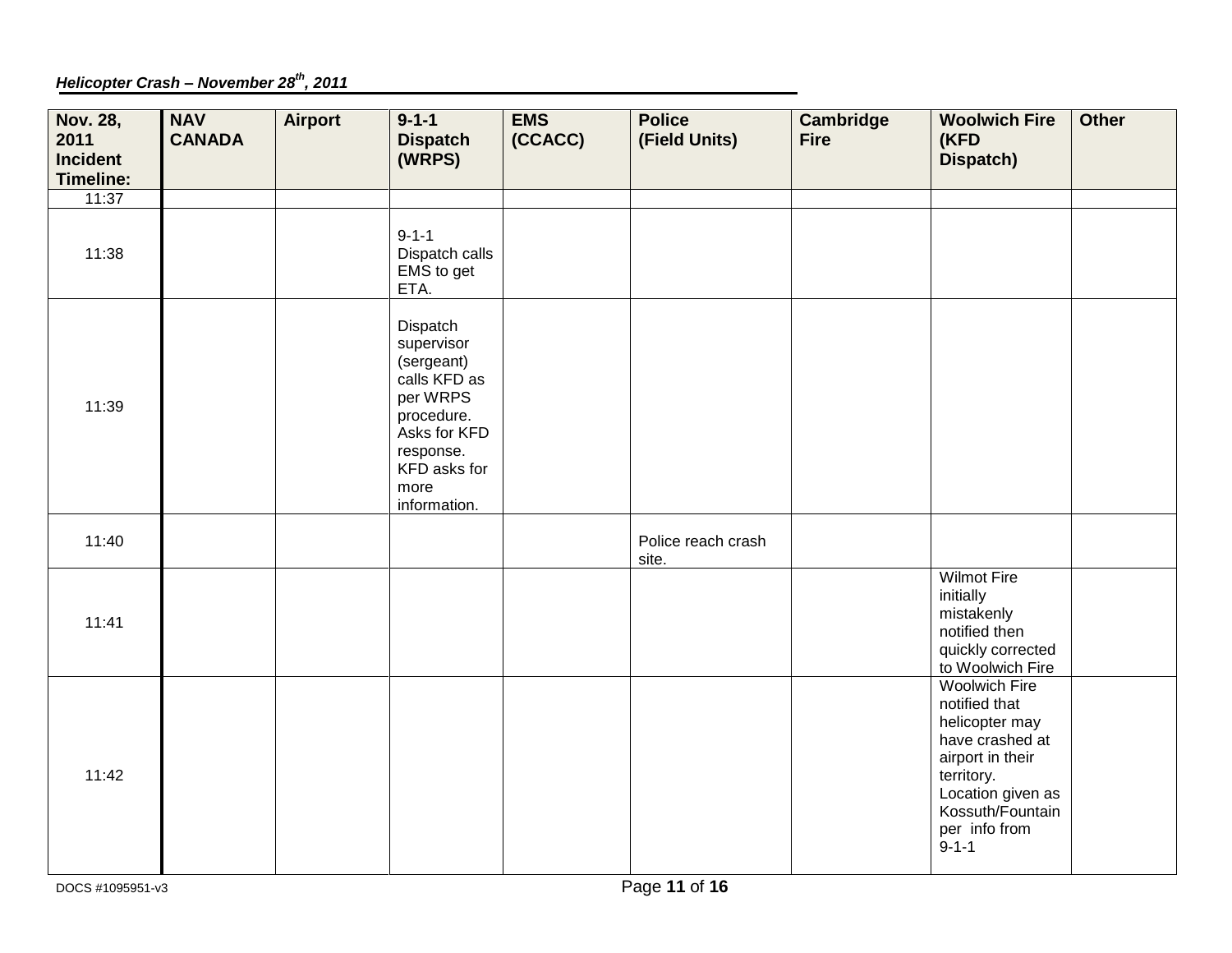***Helicopter Crash – November 28th, 2011***

| Nov. 28, 2011 Incident Timeline: | NAV CANADA | Airport | 9-1-1 Dispatch (WRPS) | EMS (CCACC) | Police (Field Units) | Cambridge Fire | Woolwich Fire (KFD Dispatch) | Other |
|---|---|---|---|---|---|---|---|---|
| 11:37 | | | | | | | | |
| 11:38 | | | 9-1-1 Dispatch calls EMS to get ETA. | | | | | |
| 11:39 | | | Dispatch supervisor (sergeant) calls KFD as per WRPS procedure. Asks for KFD response. KFD asks for more information. | | | | | |
| 11:40 | | | | | Police reach crash site. | | | |
| 11:41 | | | | | | | Wilmot Fire initially mistakenly notified then quickly corrected to Woolwich Fire | |
| 11:42 | | | | | | | Woolwich Fire notified that helicopter may have crashed at airport in their territory. Location given as Kossuth/Fountain per info from 9-1-1 | |

DOCS #1095951-v3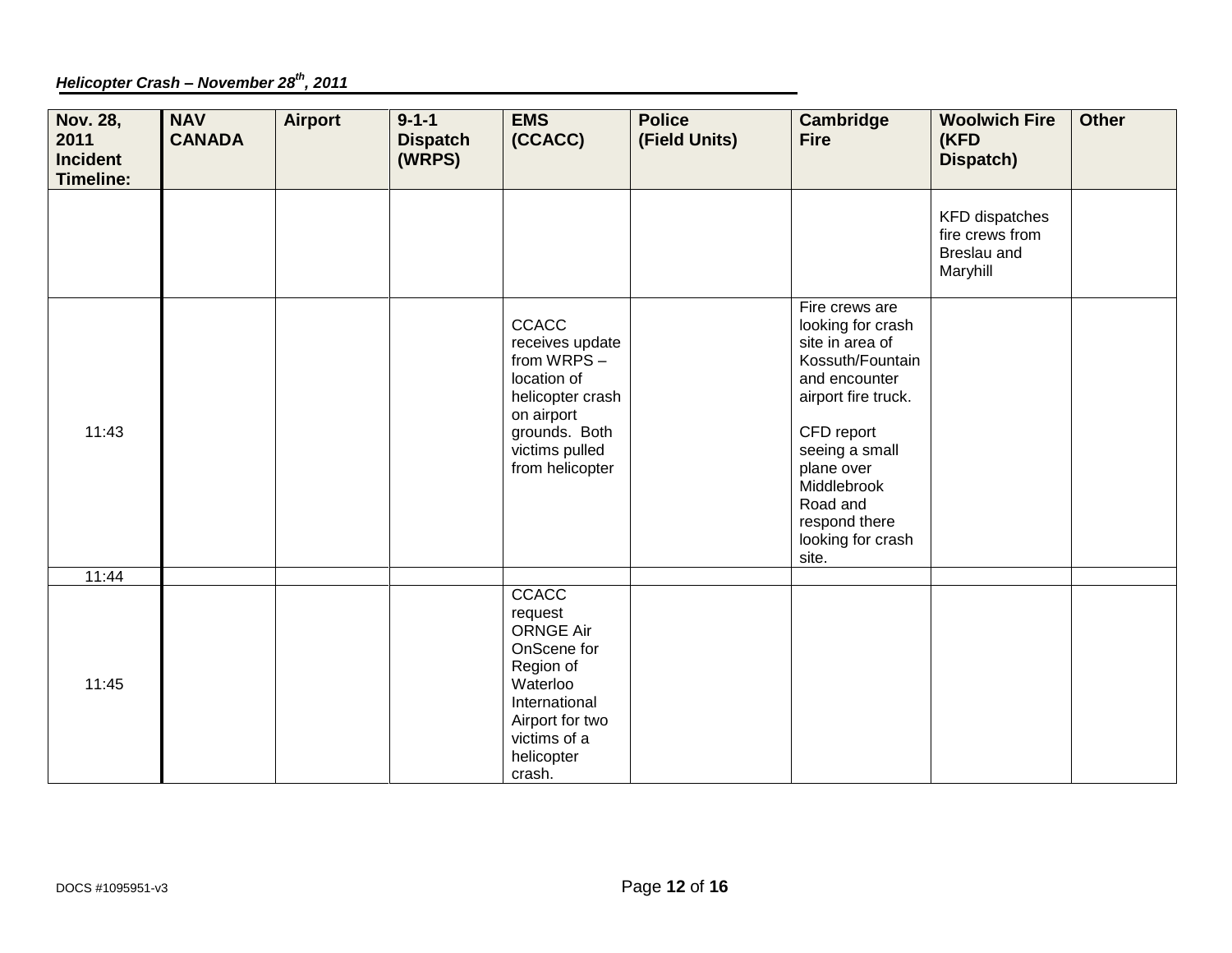*__Helicopter Crash – November 28th, 2011__*

| Nov. 28, 2011 Incident Timeline: | NAV CANADA | Airport | 9-1-1 Dispatch (WRPS) | EMS (CCACC) | Police (Field Units) | Cambridge Fire | Woolwich Fire (KFD Dispatch) | Other |
|---|---|---|---|---|---|---|---|---|
| | | | | | | | KFD dispatches fire crews from Breslau and Maryhill | |
| 11:43 | | | | CCACC receives update from WRPS – location of helicopter crash on airport grounds. Both victims pulled from helicopter | | Fire crews are looking for crash site in area of Kossuth/Fountain and encounter airport fire truck.<br><br>CFD report seeing a small plane over Middlebrook Road and respond there looking for crash site. | | |
| 11:44 | | | | | | | | |
| 11:45 | | | | CCACC request ORNGE Air OnScene for Region of Waterloo International Airport for two victims of a helicopter crash. | | | | |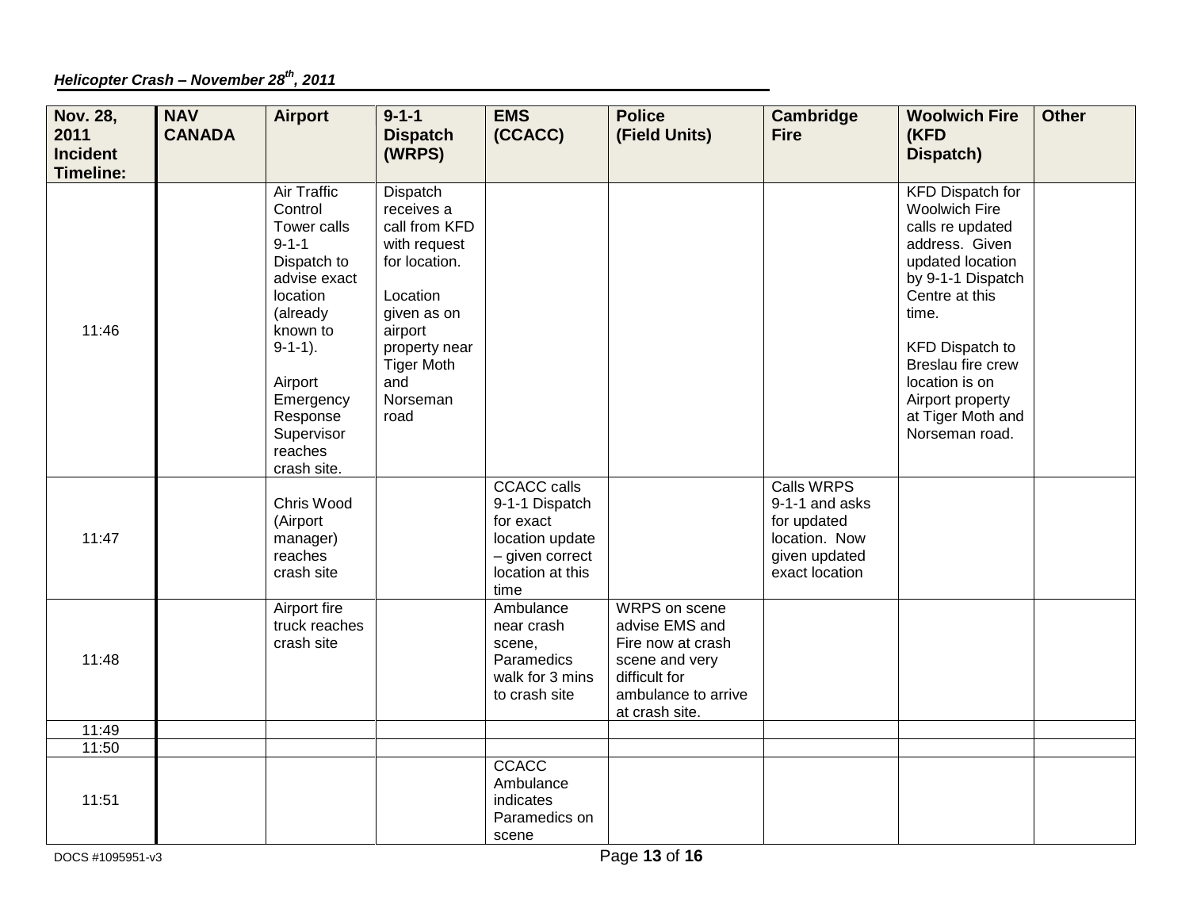***Helicopter Crash – November 28th, 2011***

| Nov. 28, 2011 Incident Timeline: | NAV CANADA | Airport | 9-1-1 Dispatch (WRPS) | EMS (CCACC) | Police (Field Units) | Cambridge Fire | Woolwich Fire (KFD Dispatch) | Other |
|---|---|---|---|---|---|---|---|---|
| 11:46 | | Air Traffic Control Tower calls 9-1-1 Dispatch to advise exact location (already known to 9-1-1).<br><br>Airport Emergency Response Supervisor reaches crash site. | Dispatch receives a call from KFD with request for location.<br><br>Location given as on airport property near Tiger Moth and Norseman road | | | | KFD Dispatch for Woolwich Fire calls re updated address. Given updated location by 9-1-1 Dispatch Centre at this time.<br><br>KFD Dispatch to Breslau fire crew location is on Airport property at Tiger Moth and Norseman road. | |
| 11:47 | | Chris Wood (Airport manager) reaches crash site | | CCACC calls 9-1-1 Dispatch for exact location update – given correct location at this time | | Calls WRPS 9-1-1 and asks for updated location. Now given updated exact location | | |
| 11:48 | | Airport fire truck reaches crash site | | Ambulance near crash scene, Paramedics walk for 3 mins to crash site | WRPS on scene advise EMS and Fire now at crash scene and very difficult for ambulance to arrive at crash site. | | | |
| 11:49 | | | | | | | | |
| 11:50 | | | | | | | | |
| 11:51 | | | | CCACC Ambulance indicates Paramedics on scene | | | | |

DOCS #1095951-v3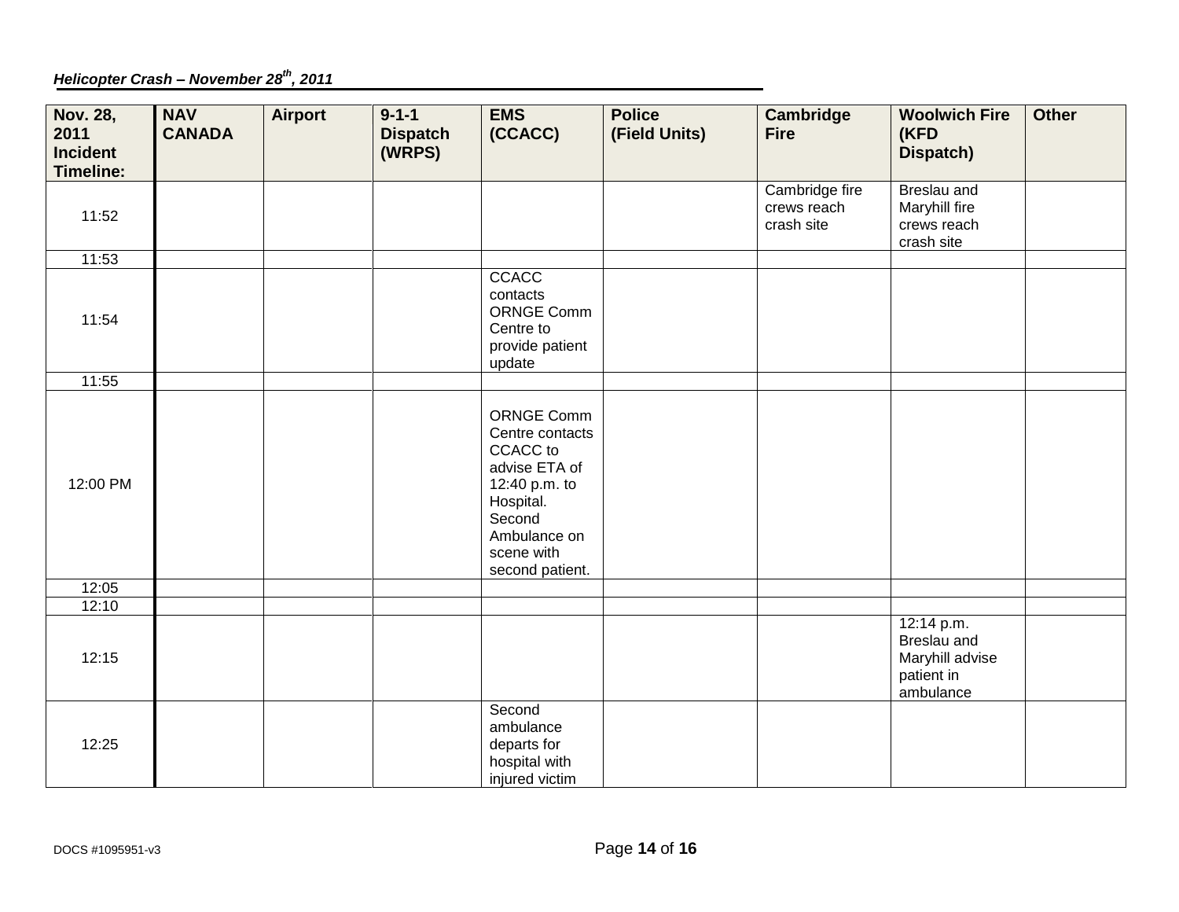*Helicopter Crash – November 28th, 2011*

| Nov. 28, 2011 Incident Timeline: | NAV CANADA | Airport | 9-1-1 Dispatch (WRPS) | EMS (CCACC) | Police (Field Units) | Cambridge Fire | Woolwich Fire (KFD Dispatch) | Other |
|---|---|---|---|---|---|---|---|---|
| 11:52 | | | | | | Cambridge fire crews reach crash site | Breslau and Maryhill fire crews reach crash site | |
| 11:53 | | | | | | | | |
| 11:54 | | | | CCACC contacts ORNGE Comm Centre to provide patient update | | | | |
| 11:55 | | | | | | | | |
| 12:00 PM | | | | ORNGE Comm Centre contacts CCACC to advise ETA of 12:40 p.m. to Hospital. Second Ambulance on scene with second patient. | | | | |
| 12:05 | | | | | | | | |
| 12:10 | | | | | | | | |
| 12:15 | | | | | | | 12:14 p.m. Breslau and Maryhill advise patient in ambulance | |
| 12:25 | | | | Second ambulance departs for hospital with injured victim | | | | |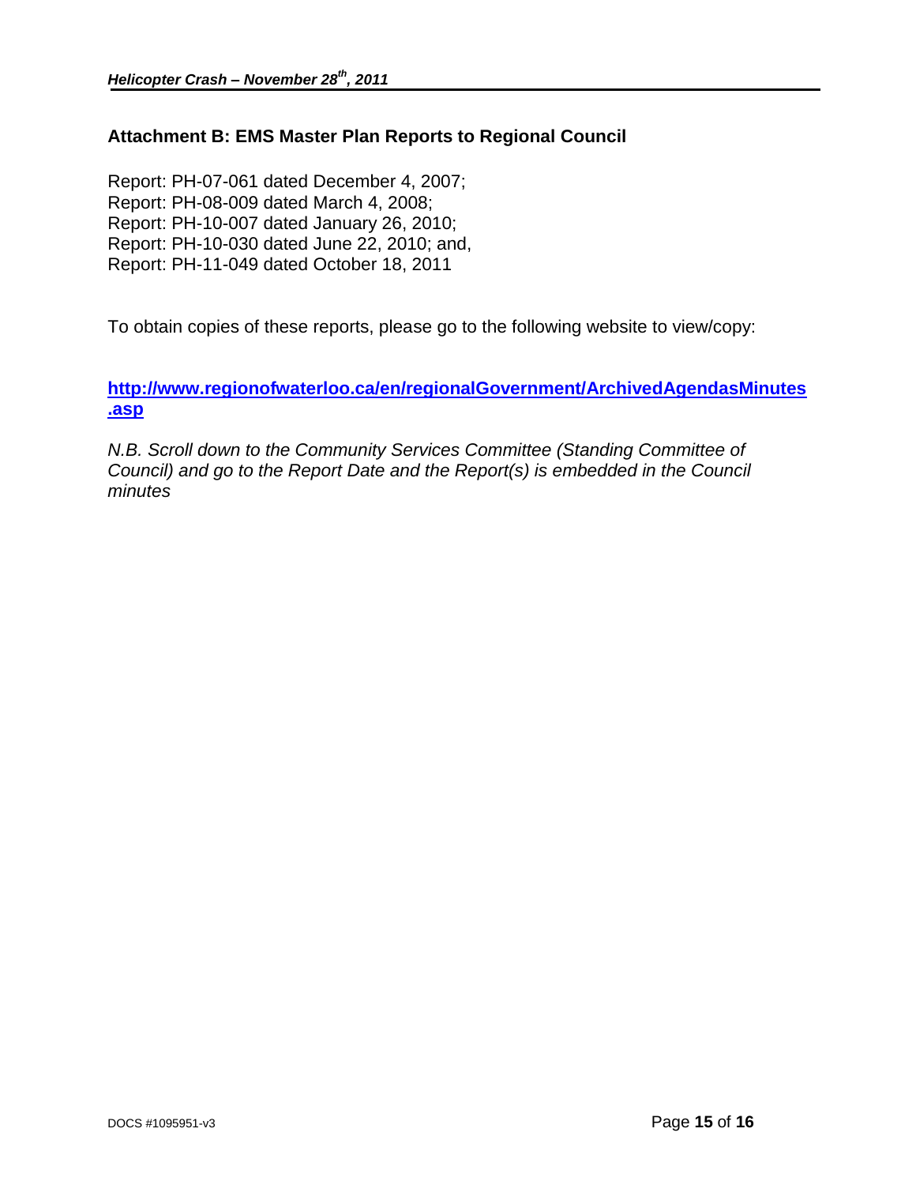## Attachment B: EMS Master Plan Reports to Regional Council

Report: PH-07-061 dated December 4, 2007;
Report: PH-08-009 dated March 4, 2008;
Report: PH-10-007 dated January 26, 2010;
Report: PH-10-030 dated June 22, 2010; and,
Report: PH-11-049 dated October 18, 2011

To obtain copies of these reports, please go to the following website to view/copy:

**http://www.regionofwaterloo.ca/en/regionalGovernment/ArchivedAgendasMinutes.asp**

*N.B. Scroll down to the Community Services Committee (Standing Committee of Council) and go to the Report Date and the Report(s) is embedded in the Council minutes*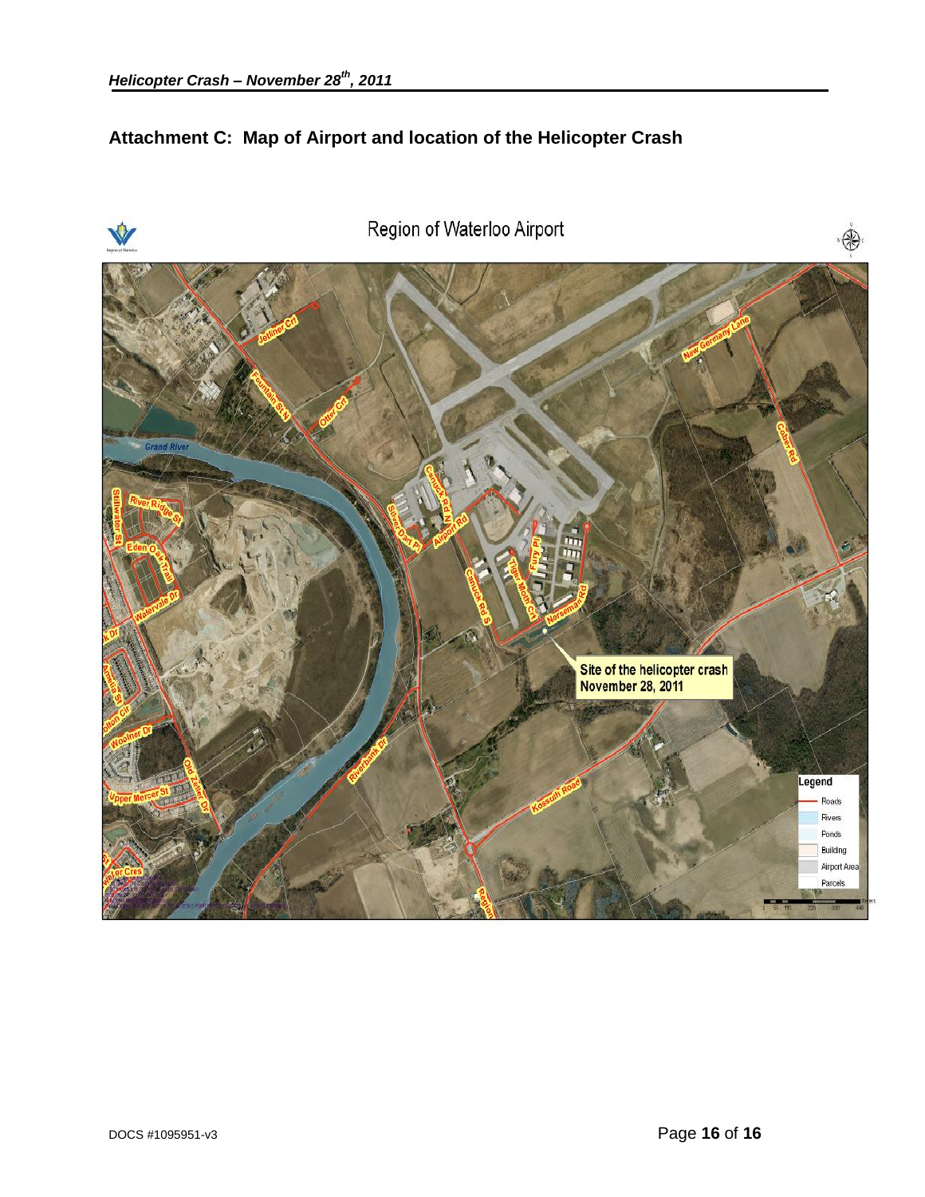## Attachment C: Map of Airport and location of the Helicopter Crash

Region of Waterloo Airport

Site of the helicopter crash November 28, 2011

Legend

- Roads
- Rivers
- Ponds
- Building
- Airport Area
- Parcels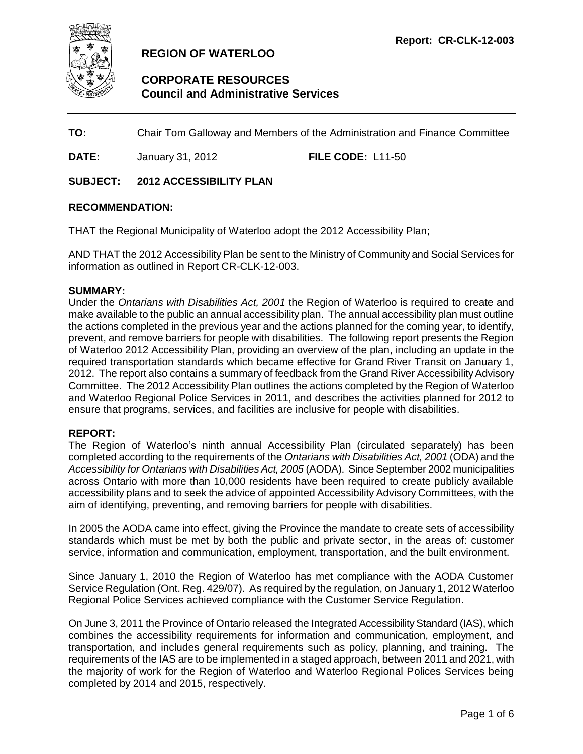**Report: CR-CLK-12-003**

## REGION OF WATERLOO

### CORPORATE RESOURCES
### Council and Administrative Services

---

**TO:** Chair Tom Galloway and Members of the Administration and Finance Committee

**DATE:** January 31, 2012 **FILE CODE:** L11-50

**SUBJECT: 2012 ACCESSIBILITY PLAN**

---

**RECOMMENDATION:**

THAT the Regional Municipality of Waterloo adopt the 2012 Accessibility Plan;

AND THAT the 2012 Accessibility Plan be sent to the Ministry of Community and Social Services for information as outlined in Report CR-CLK-12-003.

**SUMMARY:**

Under the *Ontarians with Disabilities Act, 2001* the Region of Waterloo is required to create and make available to the public an annual accessibility plan. The annual accessibility plan must outline the actions completed in the previous year and the actions planned for the coming year, to identify, prevent, and remove barriers for people with disabilities. The following report presents the Region of Waterloo 2012 Accessibility Plan, providing an overview of the plan, including an update in the required transportation standards which became effective for Grand River Transit on January 1, 2012. The report also contains a summary of feedback from the Grand River Accessibility Advisory Committee. The 2012 Accessibility Plan outlines the actions completed by the Region of Waterloo and Waterloo Regional Police Services in 2011, and describes the activities planned for 2012 to ensure that programs, services, and facilities are inclusive for people with disabilities.

**REPORT:**

The Region of Waterloo's ninth annual Accessibility Plan (circulated separately) has been completed according to the requirements of the *Ontarians with Disabilities Act, 2001* (ODA) and the *Accessibility for Ontarians with Disabilities Act, 2005* (AODA). Since September 2002 municipalities across Ontario with more than 10,000 residents have been required to create publicly available accessibility plans and to seek the advice of appointed Accessibility Advisory Committees, with the aim of identifying, preventing, and removing barriers for people with disabilities.

In 2005 the AODA came into effect, giving the Province the mandate to create sets of accessibility standards which must be met by both the public and private sector, in the areas of: customer service, information and communication, employment, transportation, and the built environment.

Since January 1, 2010 the Region of Waterloo has met compliance with the AODA Customer Service Regulation (Ont. Reg. 429/07). As required by the regulation, on January 1, 2012 Waterloo Regional Police Services achieved compliance with the Customer Service Regulation.

On June 3, 2011 the Province of Ontario released the Integrated Accessibility Standard (IAS), which combines the accessibility requirements for information and communication, employment, and transportation, and includes general requirements such as policy, planning, and training. The requirements of the IAS are to be implemented in a staged approach, between 2011 and 2021, with the majority of work for the Region of Waterloo and Waterloo Regional Polices Services being completed by 2014 and 2015, respectively.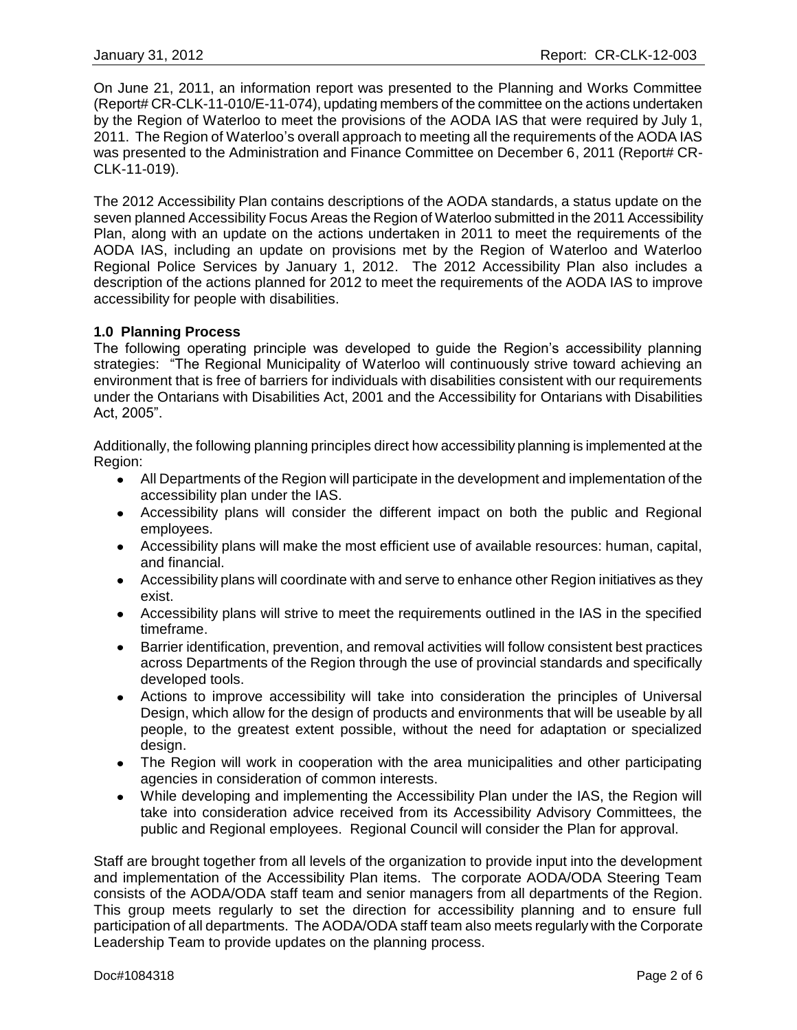On June 21, 2011, an information report was presented to the Planning and Works Committee (Report# CR-CLK-11-010/E-11-074), updating members of the committee on the actions undertaken by the Region of Waterloo to meet the provisions of the AODA IAS that were required by July 1, 2011. The Region of Waterloo's overall approach to meeting all the requirements of the AODA IAS was presented to the Administration and Finance Committee on December 6, 2011 (Report# CR-CLK-11-019).

The 2012 Accessibility Plan contains descriptions of the AODA standards, a status update on the seven planned Accessibility Focus Areas the Region of Waterloo submitted in the 2011 Accessibility Plan, along with an update on the actions undertaken in 2011 to meet the requirements of the AODA IAS, including an update on provisions met by the Region of Waterloo and Waterloo Regional Police Services by January 1, 2012. The 2012 Accessibility Plan also includes a description of the actions planned for 2012 to meet the requirements of the AODA IAS to improve accessibility for people with disabilities.

**1.0 Planning Process**

The following operating principle was developed to guide the Region's accessibility planning strategies: "The Regional Municipality of Waterloo will continuously strive toward achieving an environment that is free of barriers for individuals with disabilities consistent with our requirements under the Ontarians with Disabilities Act, 2001 and the Accessibility for Ontarians with Disabilities Act, 2005".

Additionally, the following planning principles direct how accessibility planning is implemented at the Region:

- All Departments of the Region will participate in the development and implementation of the accessibility plan under the IAS.
- Accessibility plans will consider the different impact on both the public and Regional employees.
- Accessibility plans will make the most efficient use of available resources: human, capital, and financial.
- Accessibility plans will coordinate with and serve to enhance other Region initiatives as they exist.
- Accessibility plans will strive to meet the requirements outlined in the IAS in the specified timeframe.
- Barrier identification, prevention, and removal activities will follow consistent best practices across Departments of the Region through the use of provincial standards and specifically developed tools.
- Actions to improve accessibility will take into consideration the principles of Universal Design, which allow for the design of products and environments that will be useable by all people, to the greatest extent possible, without the need for adaptation or specialized design.
- The Region will work in cooperation with the area municipalities and other participating agencies in consideration of common interests.
- While developing and implementing the Accessibility Plan under the IAS, the Region will take into consideration advice received from its Accessibility Advisory Committees, the public and Regional employees. Regional Council will consider the Plan for approval.

Staff are brought together from all levels of the organization to provide input into the development and implementation of the Accessibility Plan items. The corporate AODA/ODA Steering Team consists of the AODA/ODA staff team and senior managers from all departments of the Region. This group meets regularly to set the direction for accessibility planning and to ensure full participation of all departments. The AODA/ODA staff team also meets regularly with the Corporate Leadership Team to provide updates on the planning process.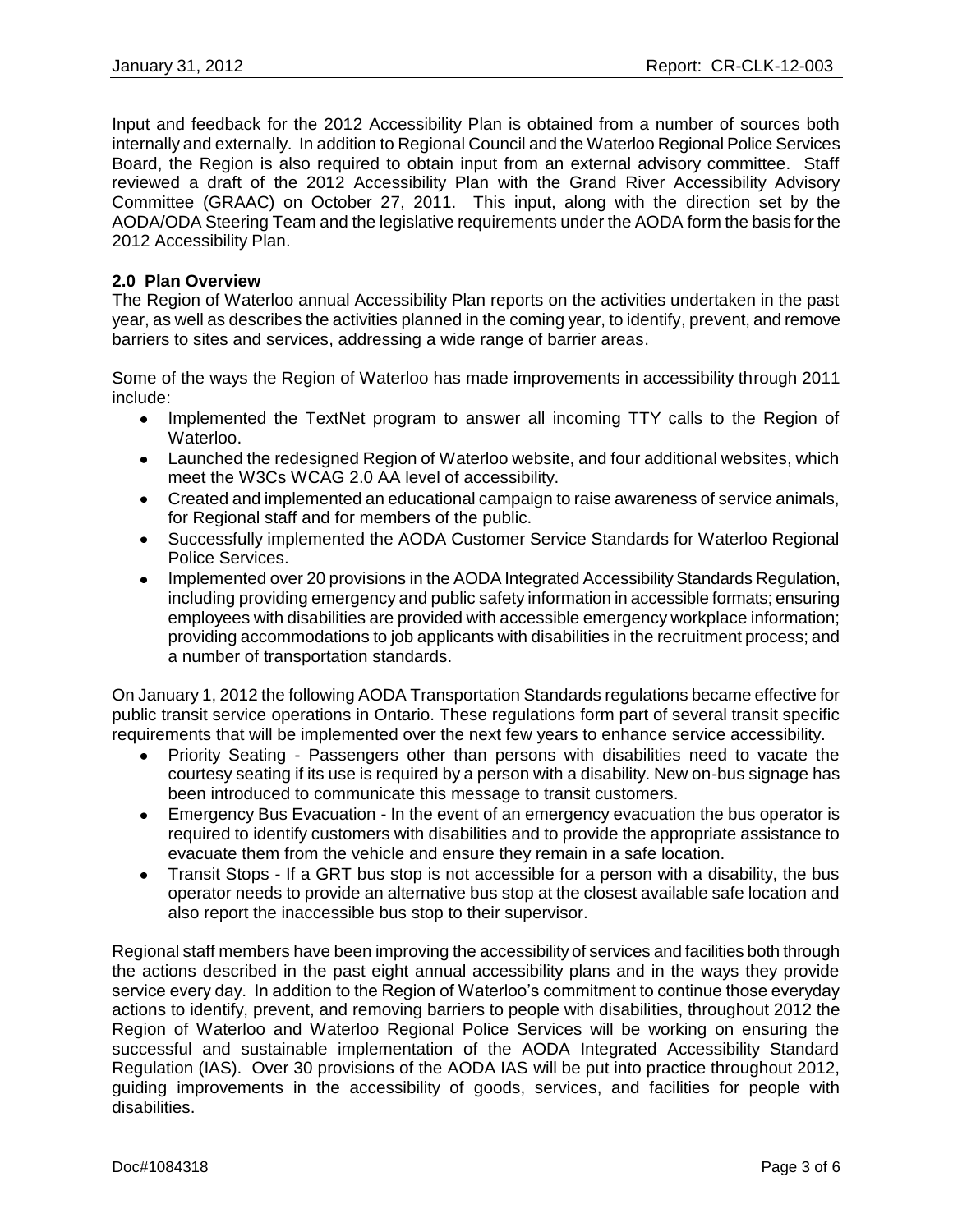Input and feedback for the 2012 Accessibility Plan is obtained from a number of sources both internally and externally. In addition to Regional Council and the Waterloo Regional Police Services Board, the Region is also required to obtain input from an external advisory committee. Staff reviewed a draft of the 2012 Accessibility Plan with the Grand River Accessibility Advisory Committee (GRAAC) on October 27, 2011. This input, along with the direction set by the AODA/ODA Steering Team and the legislative requirements under the AODA form the basis for the 2012 Accessibility Plan.

**2.0 Plan Overview**

The Region of Waterloo annual Accessibility Plan reports on the activities undertaken in the past year, as well as describes the activities planned in the coming year, to identify, prevent, and remove barriers to sites and services, addressing a wide range of barrier areas.

Some of the ways the Region of Waterloo has made improvements in accessibility through 2011 include:

- Implemented the TextNet program to answer all incoming TTY calls to the Region of Waterloo.
- Launched the redesigned Region of Waterloo website, and four additional websites, which meet the W3Cs WCAG 2.0 AA level of accessibility.
- Created and implemented an educational campaign to raise awareness of service animals, for Regional staff and for members of the public.
- Successfully implemented the AODA Customer Service Standards for Waterloo Regional Police Services.
- Implemented over 20 provisions in the AODA Integrated Accessibility Standards Regulation, including providing emergency and public safety information in accessible formats; ensuring employees with disabilities are provided with accessible emergency workplace information; providing accommodations to job applicants with disabilities in the recruitment process; and a number of transportation standards.

On January 1, 2012 the following AODA Transportation Standards regulations became effective for public transit service operations in Ontario. These regulations form part of several transit specific requirements that will be implemented over the next few years to enhance service accessibility.

- Priority Seating - Passengers other than persons with disabilities need to vacate the courtesy seating if its use is required by a person with a disability. New on-bus signage has been introduced to communicate this message to transit customers.
- Emergency Bus Evacuation - In the event of an emergency evacuation the bus operator is required to identify customers with disabilities and to provide the appropriate assistance to evacuate them from the vehicle and ensure they remain in a safe location.
- Transit Stops - If a GRT bus stop is not accessible for a person with a disability, the bus operator needs to provide an alternative bus stop at the closest available safe location and also report the inaccessible bus stop to their supervisor.

Regional staff members have been improving the accessibility of services and facilities both through the actions described in the past eight annual accessibility plans and in the ways they provide service every day. In addition to the Region of Waterloo's commitment to continue those everyday actions to identify, prevent, and removing barriers to people with disabilities, throughout 2012 the Region of Waterloo and Waterloo Regional Police Services will be working on ensuring the successful and sustainable implementation of the AODA Integrated Accessibility Standard Regulation (IAS). Over 30 provisions of the AODA IAS will be put into practice throughout 2012, guiding improvements in the accessibility of goods, services, and facilities for people with disabilities.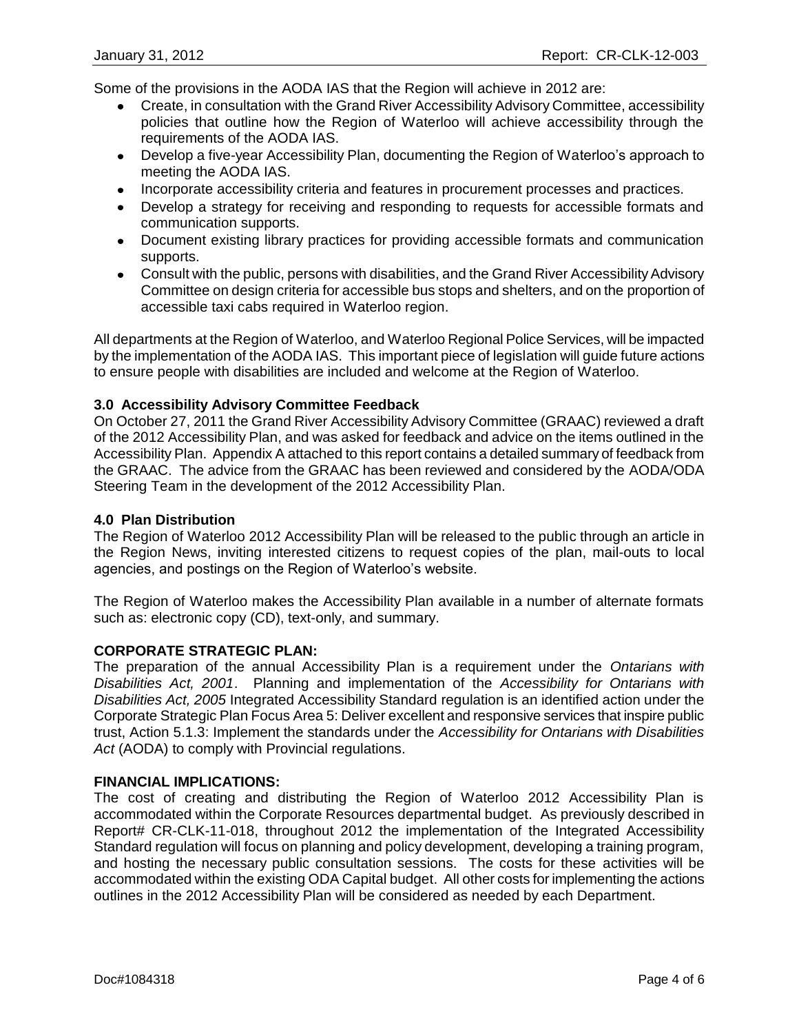Some of the provisions in the AODA IAS that the Region will achieve in 2012 are:

- Create, in consultation with the Grand River Accessibility Advisory Committee, accessibility policies that outline how the Region of Waterloo will achieve accessibility through the requirements of the AODA IAS.
- Develop a five-year Accessibility Plan, documenting the Region of Waterloo's approach to meeting the AODA IAS.
- Incorporate accessibility criteria and features in procurement processes and practices.
- Develop a strategy for receiving and responding to requests for accessible formats and communication supports.
- Document existing library practices for providing accessible formats and communication supports.
- Consult with the public, persons with disabilities, and the Grand River Accessibility Advisory Committee on design criteria for accessible bus stops and shelters, and on the proportion of accessible taxi cabs required in Waterloo region.

All departments at the Region of Waterloo, and Waterloo Regional Police Services, will be impacted by the implementation of the AODA IAS. This important piece of legislation will guide future actions to ensure people with disabilities are included and welcome at the Region of Waterloo.

**3.0 Accessibility Advisory Committee Feedback**

On October 27, 2011 the Grand River Accessibility Advisory Committee (GRAAC) reviewed a draft of the 2012 Accessibility Plan, and was asked for feedback and advice on the items outlined in the Accessibility Plan. Appendix A attached to this report contains a detailed summary of feedback from the GRAAC. The advice from the GRAAC has been reviewed and considered by the AODA/ODA Steering Team in the development of the 2012 Accessibility Plan.

**4.0 Plan Distribution**

The Region of Waterloo 2012 Accessibility Plan will be released to the public through an article in the Region News, inviting interested citizens to request copies of the plan, mail-outs to local agencies, and postings on the Region of Waterloo's website.

The Region of Waterloo makes the Accessibility Plan available in a number of alternate formats such as: electronic copy (CD), text-only, and summary.

**CORPORATE STRATEGIC PLAN:**

The preparation of the annual Accessibility Plan is a requirement under the *Ontarians with Disabilities Act, 2001*. Planning and implementation of the *Accessibility for Ontarians with Disabilities Act, 2005* Integrated Accessibility Standard regulation is an identified action under the Corporate Strategic Plan Focus Area 5: Deliver excellent and responsive services that inspire public trust, Action 5.1.3: Implement the standards under the *Accessibility for Ontarians with Disabilities Act* (AODA) to comply with Provincial regulations.

**FINANCIAL IMPLICATIONS:**

The cost of creating and distributing the Region of Waterloo 2012 Accessibility Plan is accommodated within the Corporate Resources departmental budget. As previously described in Report# CR-CLK-11-018, throughout 2012 the implementation of the Integrated Accessibility Standard regulation will focus on planning and policy development, developing a training program, and hosting the necessary public consultation sessions. The costs for these activities will be accommodated within the existing ODA Capital budget. All other costs for implementing the actions outlines in the 2012 Accessibility Plan will be considered as needed by each Department.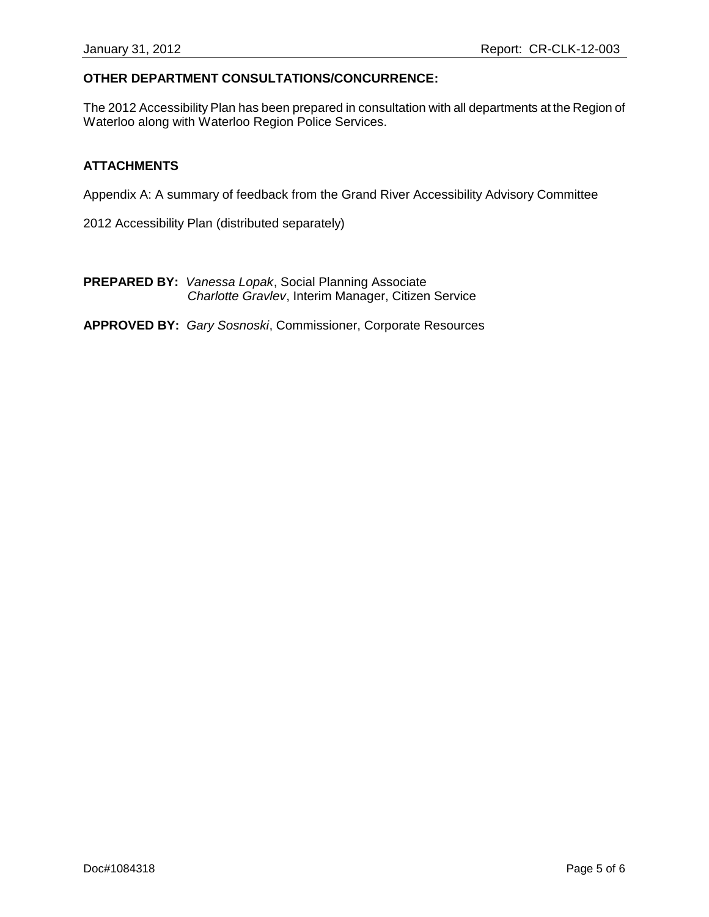**OTHER DEPARTMENT CONSULTATIONS/CONCURRENCE:**

The 2012 Accessibility Plan has been prepared in consultation with all departments at the Region of Waterloo along with Waterloo Region Police Services.

**ATTACHMENTS**

Appendix A: A summary of feedback from the Grand River Accessibility Advisory Committee

2012 Accessibility Plan (distributed separately)

**PREPARED BY:** *Vanessa Lopak*, Social Planning Associate
*Charlotte Gravlev*, Interim Manager, Citizen Service

**APPROVED BY:** *Gary Sosnoski*, Commissioner, Corporate Resources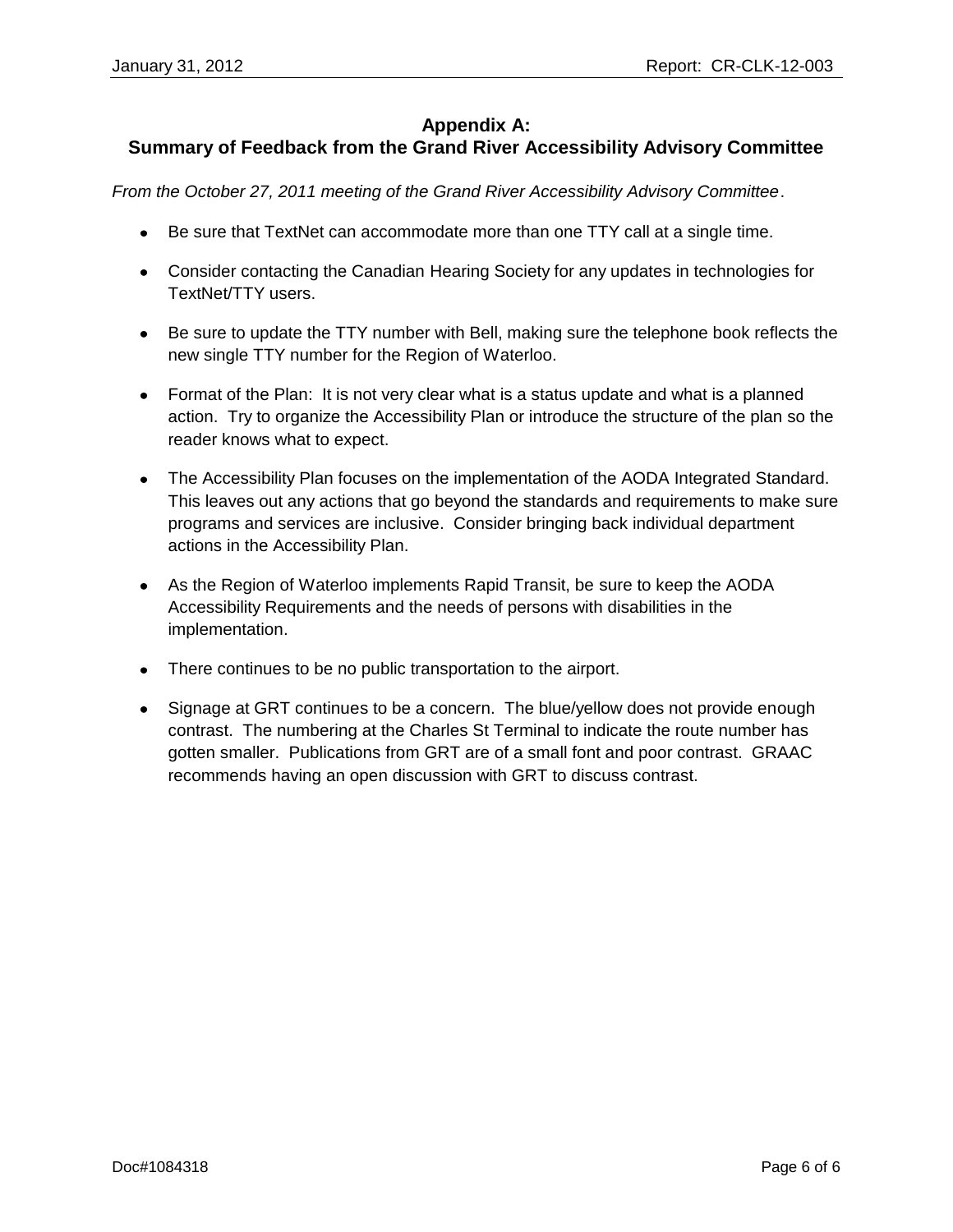## Appendix A:
## Summary of Feedback from the Grand River Accessibility Advisory Committee

*From the October 27, 2011 meeting of the Grand River Accessibility Advisory Committee*.

- Be sure that TextNet can accommodate more than one TTY call at a single time.
- Consider contacting the Canadian Hearing Society for any updates in technologies for TextNet/TTY users.
- Be sure to update the TTY number with Bell, making sure the telephone book reflects the new single TTY number for the Region of Waterloo.
- Format of the Plan: It is not very clear what is a status update and what is a planned action. Try to organize the Accessibility Plan or introduce the structure of the plan so the reader knows what to expect.
- The Accessibility Plan focuses on the implementation of the AODA Integrated Standard. This leaves out any actions that go beyond the standards and requirements to make sure programs and services are inclusive. Consider bringing back individual department actions in the Accessibility Plan.
- As the Region of Waterloo implements Rapid Transit, be sure to keep the AODA Accessibility Requirements and the needs of persons with disabilities in the implementation.
- There continues to be no public transportation to the airport.
- Signage at GRT continues to be a concern. The blue/yellow does not provide enough contrast. The numbering at the Charles St Terminal to indicate the route number has gotten smaller. Publications from GRT are of a small font and poor contrast. GRAAC recommends having an open discussion with GRT to discuss contrast.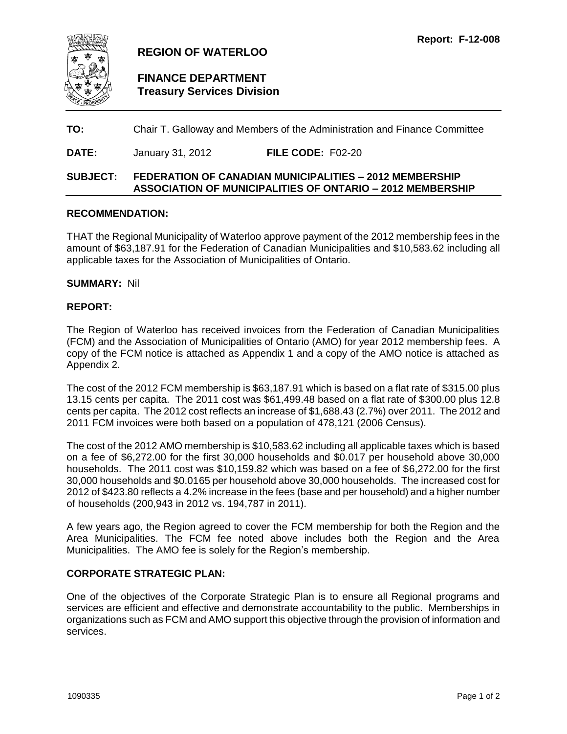Report: F-12-008

# REGION OF WATERLOO

## FINANCE DEPARTMENT
### Treasury Services Division

**TO:** Chair T. Galloway and Members of the Administration and Finance Committee

**DATE:** January 31, 2012 **FILE CODE:** F02-20

**SUBJECT: FEDERATION OF CANADIAN MUNICIPALITIES – 2012 MEMBERSHIP ASSOCIATION OF MUNICIPALITIES OF ONTARIO – 2012 MEMBERSHIP**

## RECOMMENDATION:

THAT the Regional Municipality of Waterloo approve payment of the 2012 membership fees in the amount of $63,187.91 for the Federation of Canadian Municipalities and $10,583.62 including all applicable taxes for the Association of Municipalities of Ontario.

**SUMMARY:** Nil

## REPORT:

The Region of Waterloo has received invoices from the Federation of Canadian Municipalities (FCM) and the Association of Municipalities of Ontario (AMO) for year 2012 membership fees. A copy of the FCM notice is attached as Appendix 1 and a copy of the AMO notice is attached as Appendix 2.

The cost of the 2012 FCM membership is $63,187.91 which is based on a flat rate of $315.00 plus 13.15 cents per capita. The 2011 cost was $61,499.48 based on a flat rate of $300.00 plus 12.8 cents per capita. The 2012 cost reflects an increase of $1,688.43 (2.7%) over 2011. The 2012 and 2011 FCM invoices were both based on a population of 478,121 (2006 Census).

The cost of the 2012 AMO membership is $10,583.62 including all applicable taxes which is based on a fee of $6,272.00 for the first 30,000 households and $0.017 per household above 30,000 households. The 2011 cost was $10,159.82 which was based on a fee of $6,272.00 for the first 30,000 households and $0.0165 per household above 30,000 households. The increased cost for 2012 of $423.80 reflects a 4.2% increase in the fees (base and per household) and a higher number of households (200,943 in 2012 vs. 194,787 in 2011).

A few years ago, the Region agreed to cover the FCM membership for both the Region and the Area Municipalities. The FCM fee noted above includes both the Region and the Area Municipalities. The AMO fee is solely for the Region's membership.

## CORPORATE STRATEGIC PLAN:

One of the objectives of the Corporate Strategic Plan is to ensure all Regional programs and services are efficient and effective and demonstrate accountability to the public. Memberships in organizations such as FCM and AMO support this objective through the provision of information and services.

1090335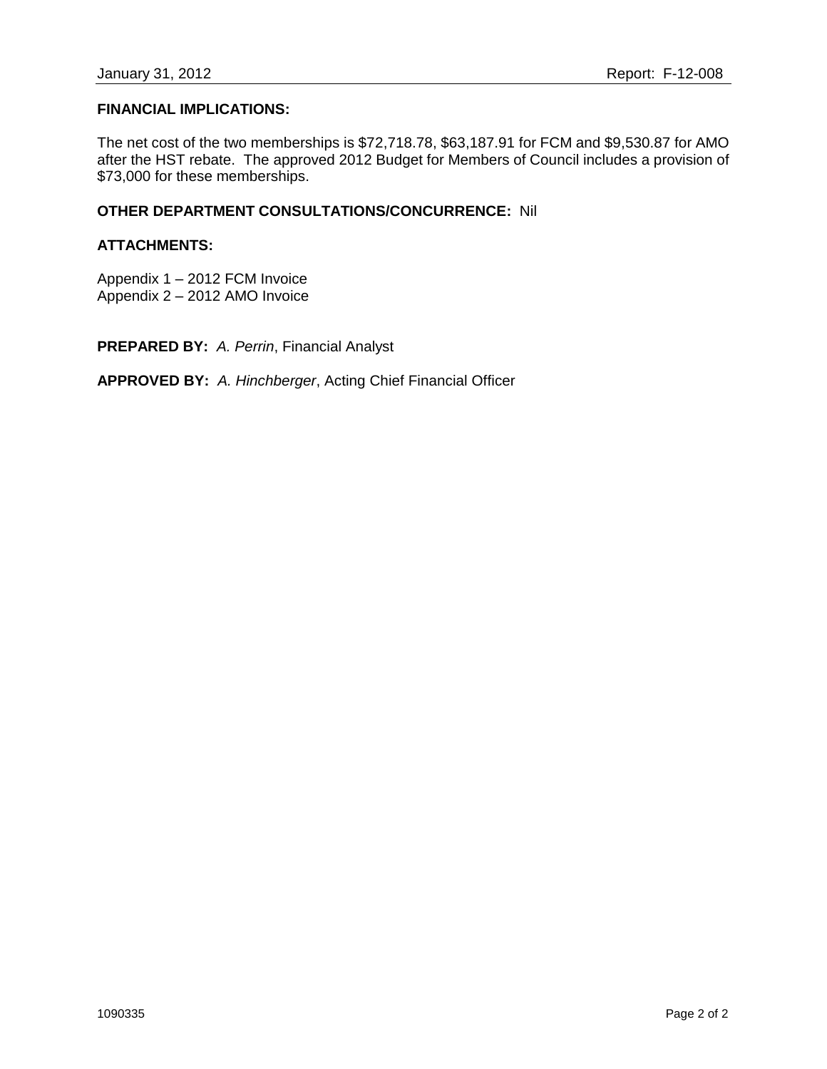**FINANCIAL IMPLICATIONS:**

The net cost of the two memberships is $72,718.78, $63,187.91 for FCM and $9,530.87 for AMO after the HST rebate. The approved 2012 Budget for Members of Council includes a provision of $73,000 for these memberships.

**OTHER DEPARTMENT CONSULTATIONS/CONCURRENCE:** Nil

**ATTACHMENTS:**

Appendix 1 – 2012 FCM Invoice
Appendix 2 – 2012 AMO Invoice

**PREPARED BY:** *A. Perrin*, Financial Analyst

**APPROVED BY:** *A. Hinchberger*, Acting Chief Financial Officer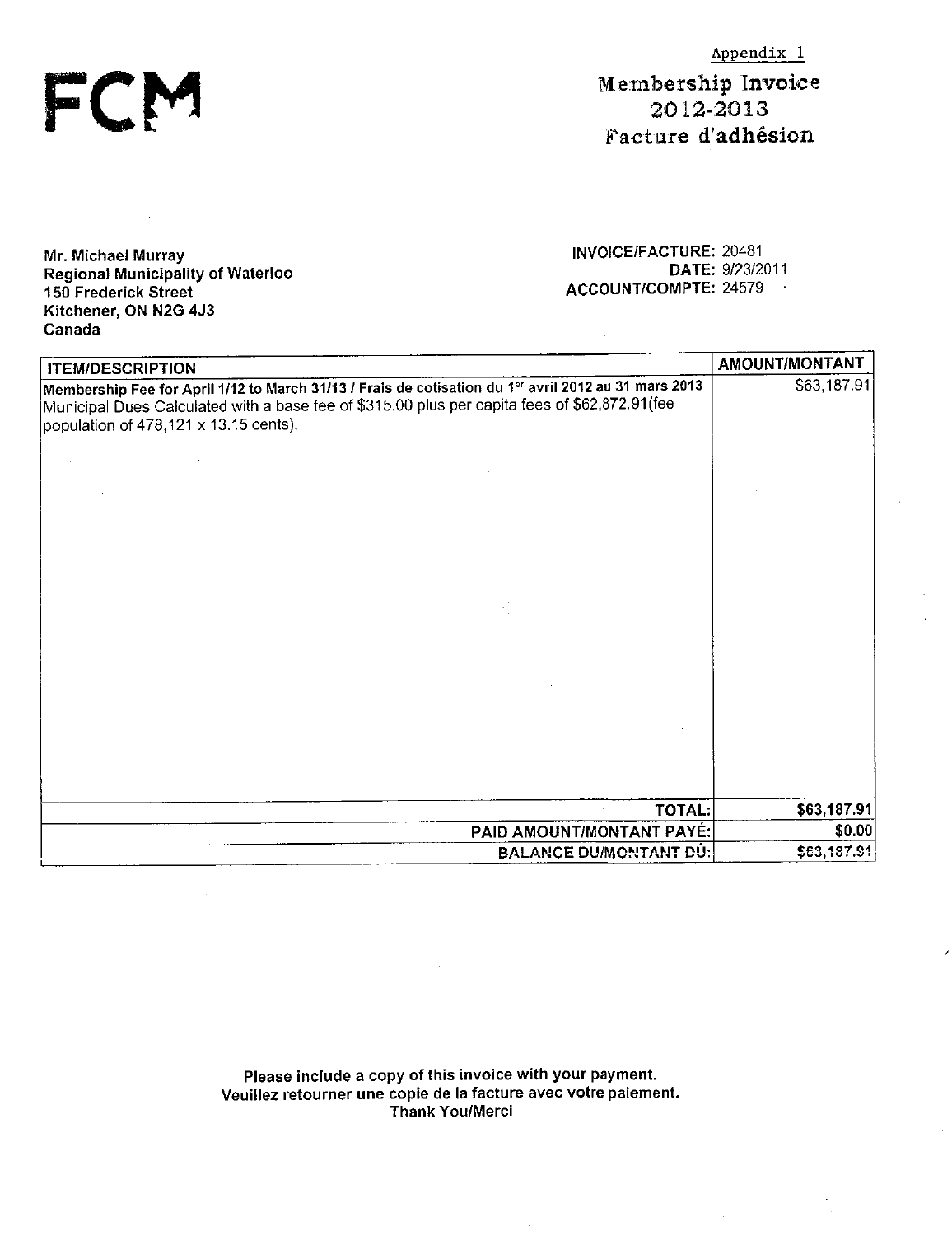Appendix 1

FCM

# Membership Invoice 2012-2013 Facture d'adhésion

**Mr. Michael Murray**
**Regional Municipality of Waterloo**
**150 Frederick Street**
**Kitchener, ON N2G 4J3**
**Canada**

**INVOICE/FACTURE:** 20481
**DATE:** 9/23/2011
**ACCOUNT/COMPTE:** 24579

| ITEM/DESCRIPTION | AMOUNT/MONTANT |
|---|---|
| **Membership Fee for April 1/12 to March 31/13 / Frais de cotisation du 1er avril 2012 au 31 mars 2013** Municipal Dues Calculated with a base fee of $315.00 plus per capita fees of $62,872.91(fee population of 478,121 x 13.15 cents). | $63,187.91 |
| **TOTAL:** | **$63,187.91** |
| **PAID AMOUNT/MONTANT PAYÉ:** | **$0.00** |
| **BALANCE DU/MONTANT DÛ:** | **$63,187.91** |

**Please include a copy of this invoice with your payment.**
**Veuillez retourner une copie de la facture avec votre paiement.**
**Thank You/Merci**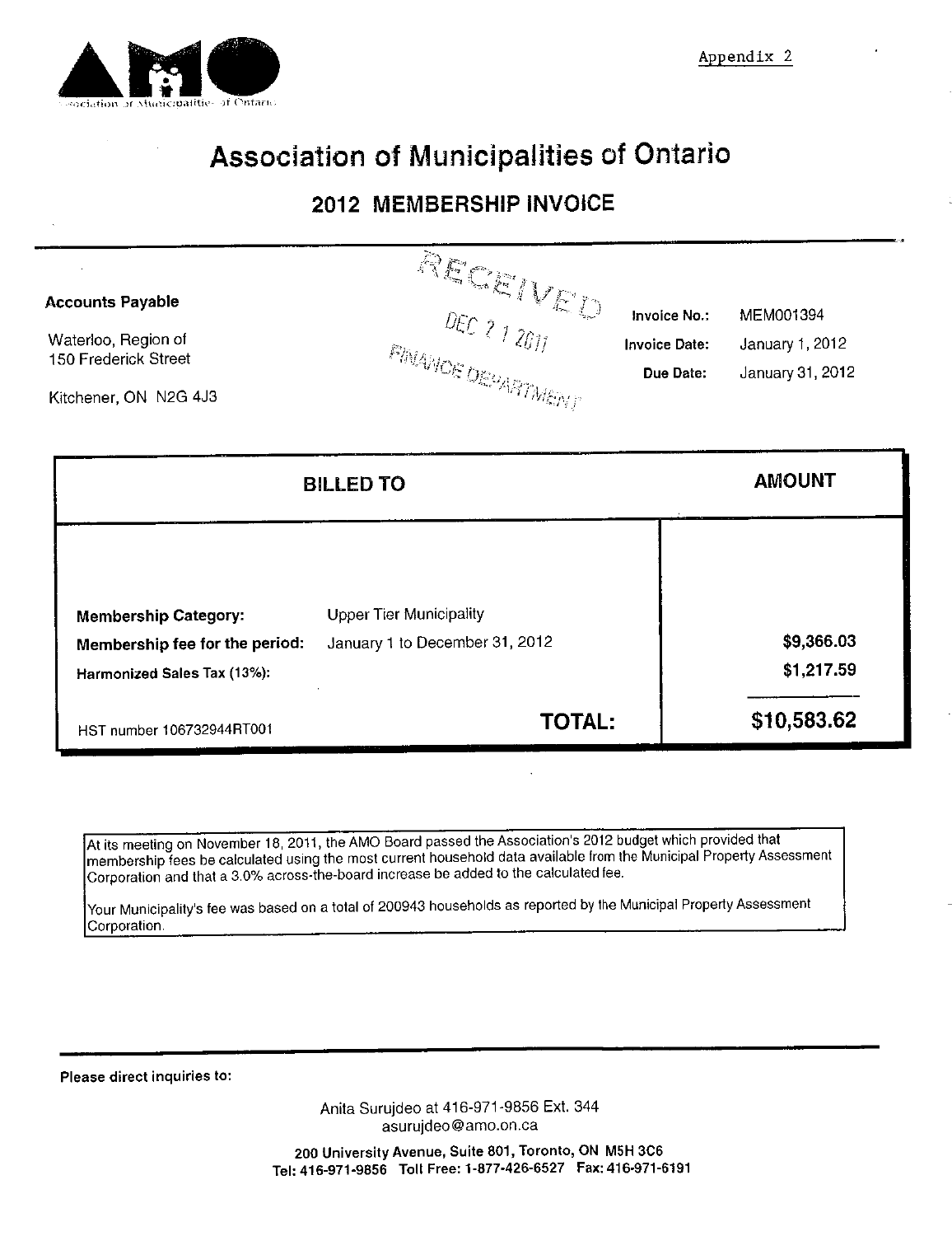Appendix 2

Association of Municipalities of Ontario

# Association of Municipalities of Ontario

## 2012 MEMBERSHIP INVOICE

**Accounts Payable**

Waterloo, Region of
150 Frederick Street

Kitchener, ON N2G 4J3

RECEIVED
DEC 21 2011
FINANCE DEPARTMENT

| | |
|---|---|
| **Invoice No.:** | MEM001394 |
| **Invoice Date:** | January 1, 2012 |
| **Due Date:** | January 31, 2012 |

| BILLED TO | | AMOUNT |
|---|---|---|
| **Membership Category:** | Upper Tier Municipality | |
| **Membership fee for the period:** | January 1 to December 31, 2012 | $9,366.03 |
| **Harmonized Sales Tax (13%):** | | $1,217.59 |
| HST number 106732944RT001 | **TOTAL:** | **$10,583.62** |

At its meeting on November 18, 2011, the AMO Board passed the Association's 2012 budget which provided that membership fees be calculated using the most current household data available from the Municipal Property Assessment Corporation and that a 3.0% across-the-board increase be added to the calculated fee.

Your Municipality's fee was based on a total of 200943 households as reported by the Municipal Property Assessment Corporation.

**Please direct inquiries to:**

Anita Surujdeo at 416-971-9856 Ext. 344
asurujdeo@amo.on.ca

**200 University Avenue, Suite 801, Toronto, ON M5H 3C6**
**Tel: 416-971-9856 Toll Free: 1-877-426-6527 Fax: 416-971-6191**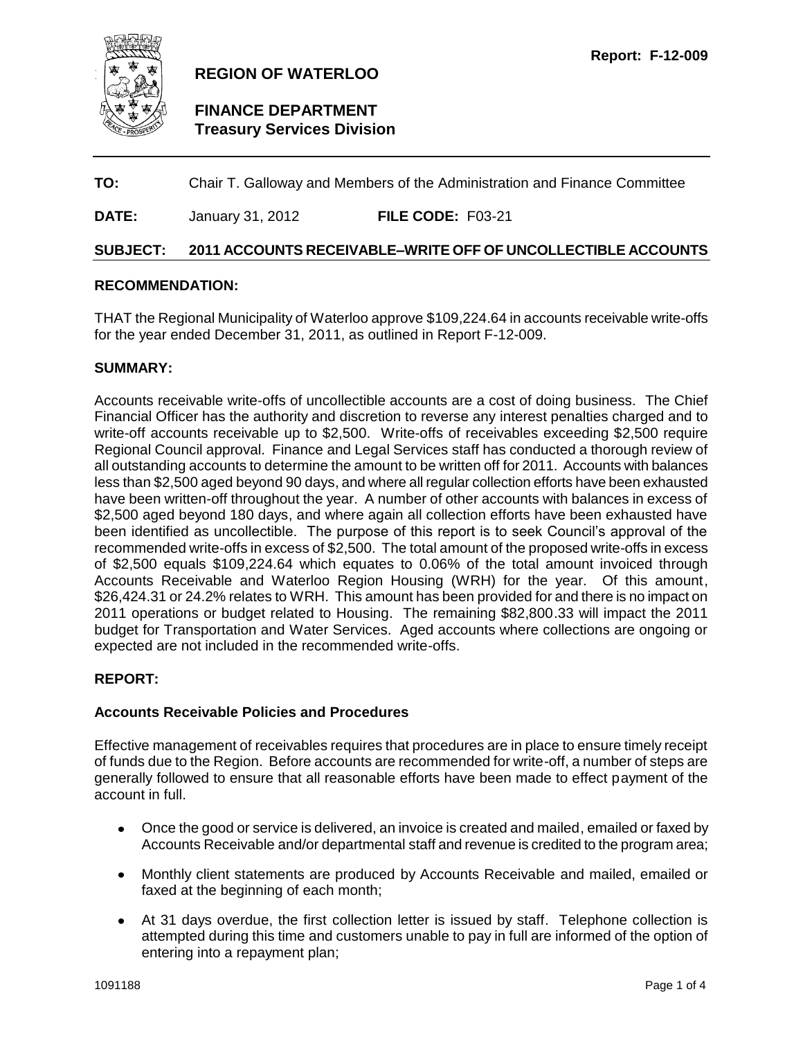**Report: F-12-009**

# REGION OF WATERLOO

## FINANCE DEPARTMENT
## Treasury Services Division

---

**TO:** Chair T. Galloway and Members of the Administration and Finance Committee

**DATE:** January 31, 2012 **FILE CODE:** F03-21

**SUBJECT: 2011 ACCOUNTS RECEIVABLE–WRITE OFF OF UNCOLLECTIBLE ACCOUNTS**

### RECOMMENDATION:

THAT the Regional Municipality of Waterloo approve $109,224.64 in accounts receivable write-offs for the year ended December 31, 2011, as outlined in Report F-12-009.

### SUMMARY:

Accounts receivable write-offs of uncollectible accounts are a cost of doing business. The Chief Financial Officer has the authority and discretion to reverse any interest penalties charged and to write-off accounts receivable up to $2,500. Write-offs of receivables exceeding $2,500 require Regional Council approval. Finance and Legal Services staff has conducted a thorough review of all outstanding accounts to determine the amount to be written off for 2011. Accounts with balances less than $2,500 aged beyond 90 days, and where all regular collection efforts have been exhausted have been written-off throughout the year. A number of other accounts with balances in excess of $2,500 aged beyond 180 days, and where again all collection efforts have been exhausted have been identified as uncollectible. The purpose of this report is to seek Council's approval of the recommended write-offs in excess of $2,500. The total amount of the proposed write-offs in excess of $2,500 equals $109,224.64 which equates to 0.06% of the total amount invoiced through Accounts Receivable and Waterloo Region Housing (WRH) for the year. Of this amount, $26,424.31 or 24.2% relates to WRH. This amount has been provided for and there is no impact on 2011 operations or budget related to Housing. The remaining $82,800.33 will impact the 2011 budget for Transportation and Water Services. Aged accounts where collections are ongoing or expected are not included in the recommended write-offs.

### REPORT:

#### Accounts Receivable Policies and Procedures

Effective management of receivables requires that procedures are in place to ensure timely receipt of funds due to the Region. Before accounts are recommended for write-off, a number of steps are generally followed to ensure that all reasonable efforts have been made to effect payment of the account in full.

- Once the good or service is delivered, an invoice is created and mailed, emailed or faxed by Accounts Receivable and/or departmental staff and revenue is credited to the program area;
- Monthly client statements are produced by Accounts Receivable and mailed, emailed or faxed at the beginning of each month;
- At 31 days overdue, the first collection letter is issued by staff. Telephone collection is attempted during this time and customers unable to pay in full are informed of the option of entering into a repayment plan;

1091188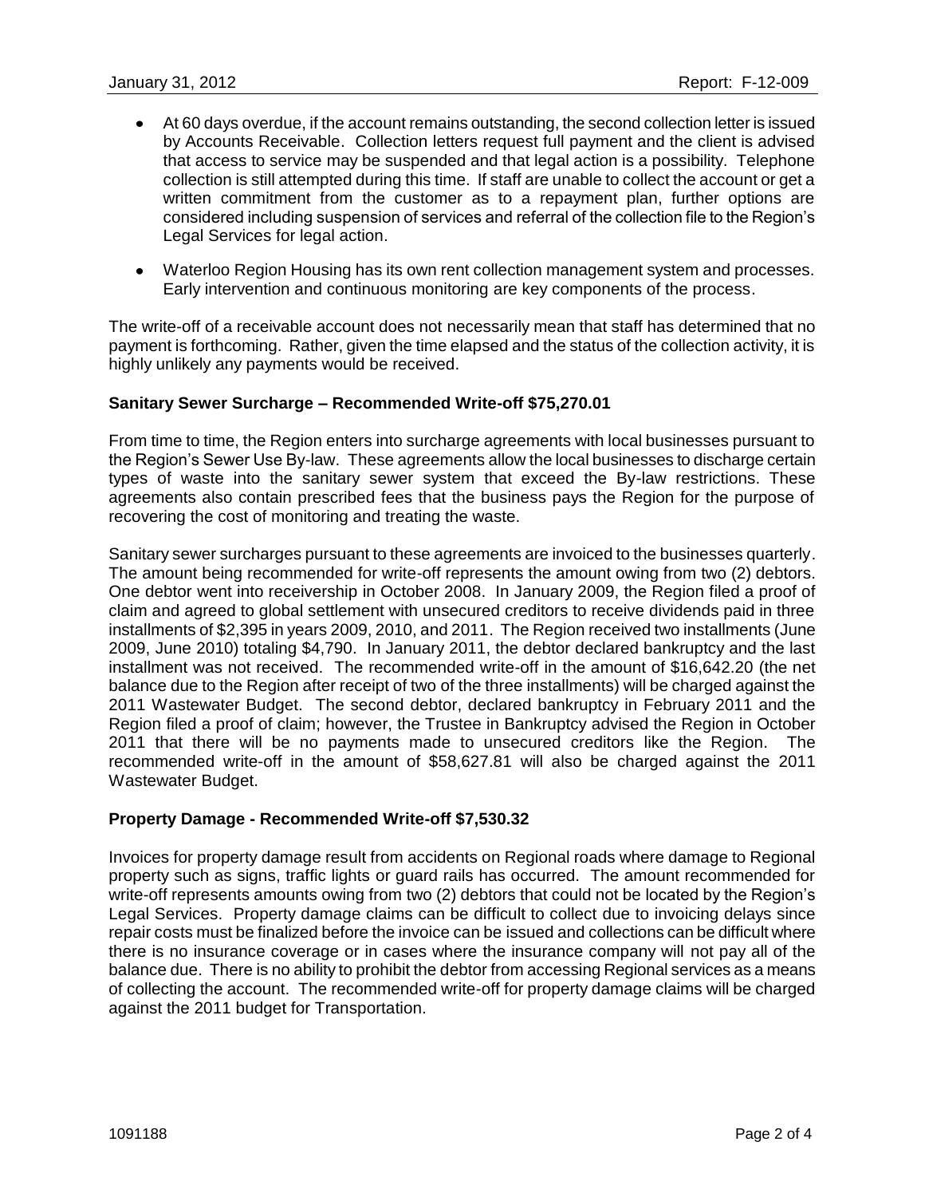- At 60 days overdue, if the account remains outstanding, the second collection letter is issued by Accounts Receivable. Collection letters request full payment and the client is advised that access to service may be suspended and that legal action is a possibility. Telephone collection is still attempted during this time. If staff are unable to collect the account or get a written commitment from the customer as to a repayment plan, further options are considered including suspension of services and referral of the collection file to the Region's Legal Services for legal action.

- Waterloo Region Housing has its own rent collection management system and processes. Early intervention and continuous monitoring are key components of the process.

The write-off of a receivable account does not necessarily mean that staff has determined that no payment is forthcoming. Rather, given the time elapsed and the status of the collection activity, it is highly unlikely any payments would be received.

**Sanitary Sewer Surcharge – Recommended Write-off $75,270.01**

From time to time, the Region enters into surcharge agreements with local businesses pursuant to the Region's Sewer Use By-law. These agreements allow the local businesses to discharge certain types of waste into the sanitary sewer system that exceed the By-law restrictions. These agreements also contain prescribed fees that the business pays the Region for the purpose of recovering the cost of monitoring and treating the waste.

Sanitary sewer surcharges pursuant to these agreements are invoiced to the businesses quarterly. The amount being recommended for write-off represents the amount owing from two (2) debtors. One debtor went into receivership in October 2008. In January 2009, the Region filed a proof of claim and agreed to global settlement with unsecured creditors to receive dividends paid in three installments of $2,395 in years 2009, 2010, and 2011. The Region received two installments (June 2009, June 2010) totaling $4,790. In January 2011, the debtor declared bankruptcy and the last installment was not received. The recommended write-off in the amount of $16,642.20 (the net balance due to the Region after receipt of two of the three installments) will be charged against the 2011 Wastewater Budget. The second debtor, declared bankruptcy in February 2011 and the Region filed a proof of claim; however, the Trustee in Bankruptcy advised the Region in October 2011 that there will be no payments made to unsecured creditors like the Region. The recommended write-off in the amount of $58,627.81 will also be charged against the 2011 Wastewater Budget.

**Property Damage - Recommended Write-off $7,530.32**

Invoices for property damage result from accidents on Regional roads where damage to Regional property such as signs, traffic lights or guard rails has occurred. The amount recommended for write-off represents amounts owing from two (2) debtors that could not be located by the Region's Legal Services. Property damage claims can be difficult to collect due to invoicing delays since repair costs must be finalized before the invoice can be issued and collections can be difficult where there is no insurance coverage or in cases where the insurance company will not pay all of the balance due. There is no ability to prohibit the debtor from accessing Regional services as a means of collecting the account. The recommended write-off for property damage claims will be charged against the 2011 budget for Transportation.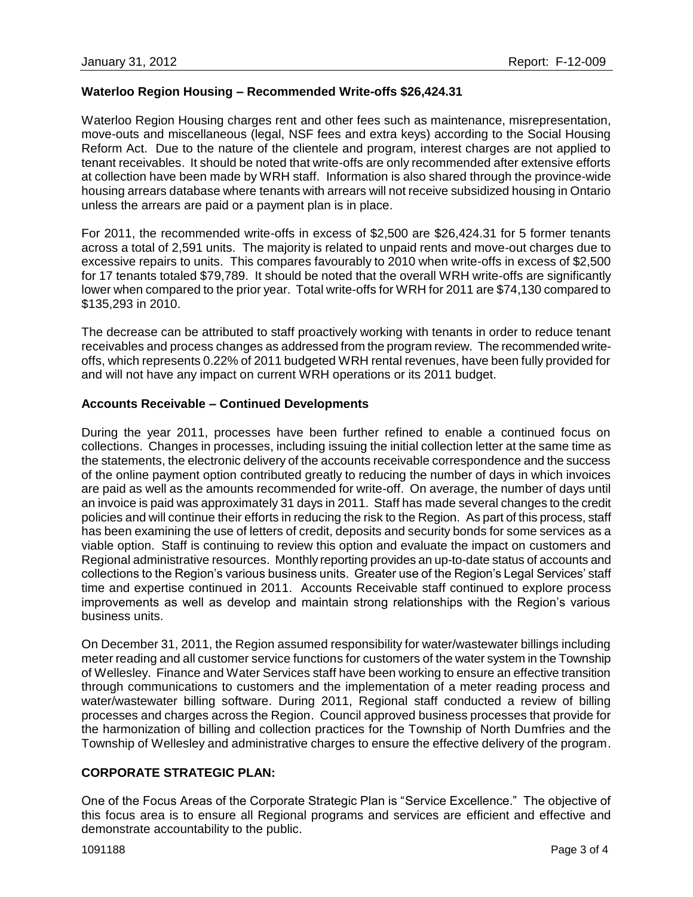### Waterloo Region Housing – Recommended Write-offs $26,424.31

Waterloo Region Housing charges rent and other fees such as maintenance, misrepresentation, move-outs and miscellaneous (legal, NSF fees and extra keys) according to the Social Housing Reform Act. Due to the nature of the clientele and program, interest charges are not applied to tenant receivables. It should be noted that write-offs are only recommended after extensive efforts at collection have been made by WRH staff. Information is also shared through the province-wide housing arrears database where tenants with arrears will not receive subsidized housing in Ontario unless the arrears are paid or a payment plan is in place.

For 2011, the recommended write-offs in excess of $2,500 are $26,424.31 for 5 former tenants across a total of 2,591 units. The majority is related to unpaid rents and move-out charges due to excessive repairs to units. This compares favourably to 2010 when write-offs in excess of $2,500 for 17 tenants totaled $79,789. It should be noted that the overall WRH write-offs are significantly lower when compared to the prior year. Total write-offs for WRH for 2011 are $74,130 compared to $135,293 in 2010.

The decrease can be attributed to staff proactively working with tenants in order to reduce tenant receivables and process changes as addressed from the program review. The recommended write-offs, which represents 0.22% of 2011 budgeted WRH rental revenues, have been fully provided for and will not have any impact on current WRH operations or its 2011 budget.

### Accounts Receivable – Continued Developments

During the year 2011, processes have been further refined to enable a continued focus on collections. Changes in processes, including issuing the initial collection letter at the same time as the statements, the electronic delivery of the accounts receivable correspondence and the success of the online payment option contributed greatly to reducing the number of days in which invoices are paid as well as the amounts recommended for write-off. On average, the number of days until an invoice is paid was approximately 31 days in 2011. Staff has made several changes to the credit policies and will continue their efforts in reducing the risk to the Region. As part of this process, staff has been examining the use of letters of credit, deposits and security bonds for some services as a viable option. Staff is continuing to review this option and evaluate the impact on customers and Regional administrative resources. Monthly reporting provides an up-to-date status of accounts and collections to the Region's various business units. Greater use of the Region's Legal Services' staff time and expertise continued in 2011. Accounts Receivable staff continued to explore process improvements as well as develop and maintain strong relationships with the Region's various business units.

On December 31, 2011, the Region assumed responsibility for water/wastewater billings including meter reading and all customer service functions for customers of the water system in the Township of Wellesley. Finance and Water Services staff have been working to ensure an effective transition through communications to customers and the implementation of a meter reading process and water/wastewater billing software. During 2011, Regional staff conducted a review of billing processes and charges across the Region. Council approved business processes that provide for the harmonization of billing and collection practices for the Township of North Dumfries and the Township of Wellesley and administrative charges to ensure the effective delivery of the program.

## CORPORATE STRATEGIC PLAN:

One of the Focus Areas of the Corporate Strategic Plan is "Service Excellence." The objective of this focus area is to ensure all Regional programs and services are efficient and effective and demonstrate accountability to the public.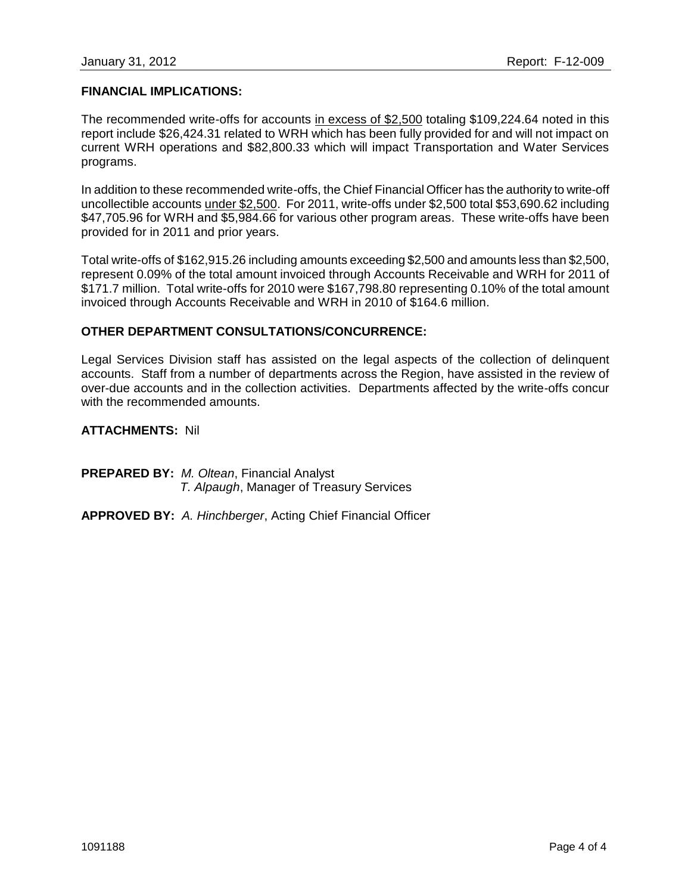**FINANCIAL IMPLICATIONS:**

The recommended write-offs for accounts in excess of $2,500 totaling $109,224.64 noted in this report include $26,424.31 related to WRH which has been fully provided for and will not impact on current WRH operations and $82,800.33 which will impact Transportation and Water Services programs.

In addition to these recommended write-offs, the Chief Financial Officer has the authority to write-off uncollectible accounts under $2,500. For 2011, write-offs under $2,500 total $53,690.62 including $47,705.96 for WRH and $5,984.66 for various other program areas. These write-offs have been provided for in 2011 and prior years.

Total write-offs of $162,915.26 including amounts exceeding $2,500 and amounts less than $2,500, represent 0.09% of the total amount invoiced through Accounts Receivable and WRH for 2011 of $171.7 million. Total write-offs for 2010 were $167,798.80 representing 0.10% of the total amount invoiced through Accounts Receivable and WRH in 2010 of $164.6 million.

**OTHER DEPARTMENT CONSULTATIONS/CONCURRENCE:**

Legal Services Division staff has assisted on the legal aspects of the collection of delinquent accounts. Staff from a number of departments across the Region, have assisted in the review of over-due accounts and in the collection activities. Departments affected by the write-offs concur with the recommended amounts.

**ATTACHMENTS:** Nil

**PREPARED BY:** *M. Oltean*, Financial Analyst
*T. Alpaugh*, Manager of Treasury Services

**APPROVED BY:** *A. Hinchberger*, Acting Chief Financial Officer

1091188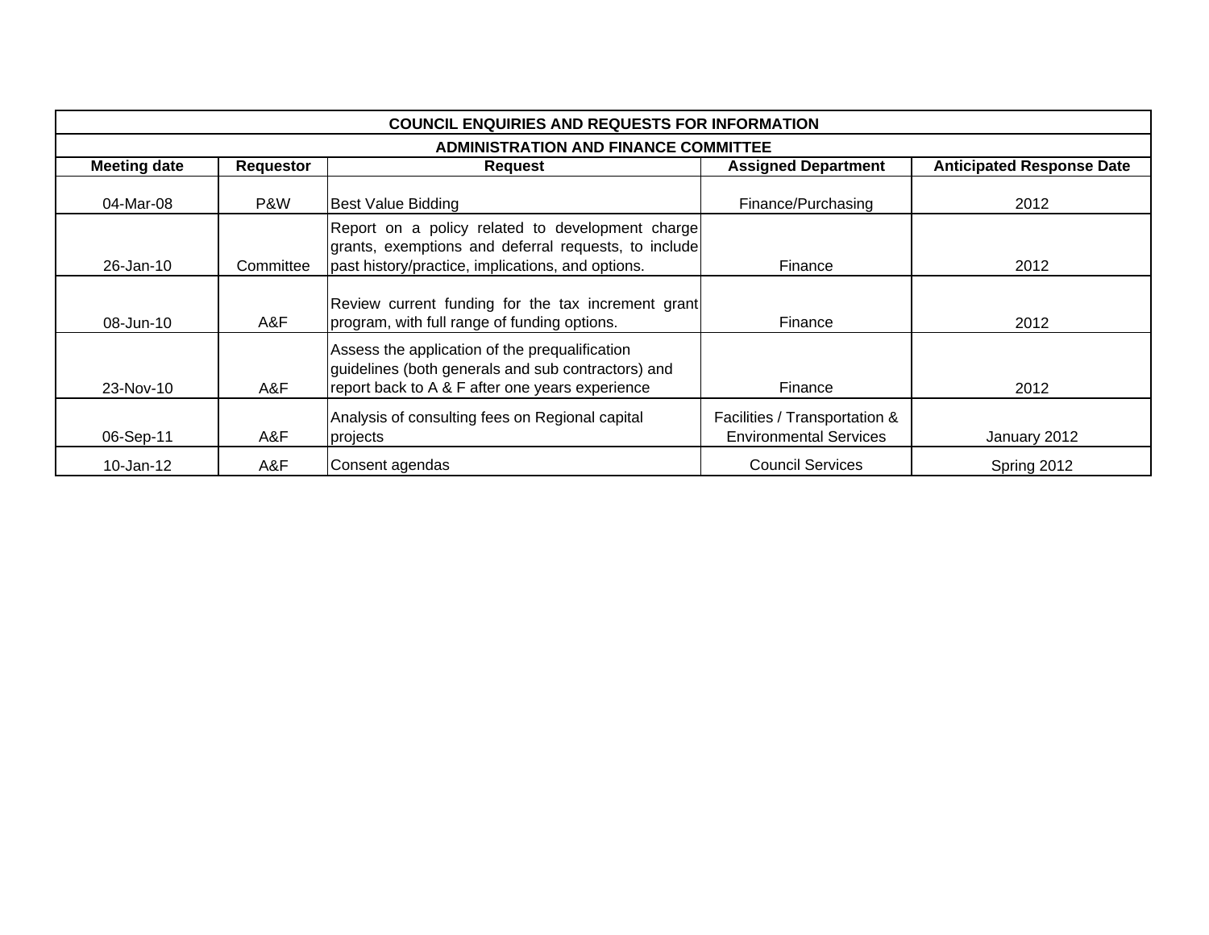| COUNCIL ENQUIRIES AND REQUESTS FOR INFORMATION | | | | |
|---|---|---|---|---|
| ADMINISTRATION AND FINANCE COMMITTEE | | | | |
| **Meeting date** | **Requestor** | **Request** | **Assigned Department** | **Anticipated Response Date** |
| 04-Mar-08 | P&W | Best Value Bidding | Finance/Purchasing | 2012 |
| 26-Jan-10 | Committee | Report on a policy related to development charge grants, exemptions and deferral requests, to include past history/practice, implications, and options. | Finance | 2012 |
| 08-Jun-10 | A&F | Review current funding for the tax increment grant program, with full range of funding options. | Finance | 2012 |
| 23-Nov-10 | A&F | Assess the application of the prequalification guidelines (both generals and sub contractors) and report back to A & F after one years experience | Finance | 2012 |
| 06-Sep-11 | A&F | Analysis of consulting fees on Regional capital projects | Facilities / Transportation & Environmental Services | January 2012 |
| 10-Jan-12 | A&F | Consent agendas | Council Services | Spring 2012 |